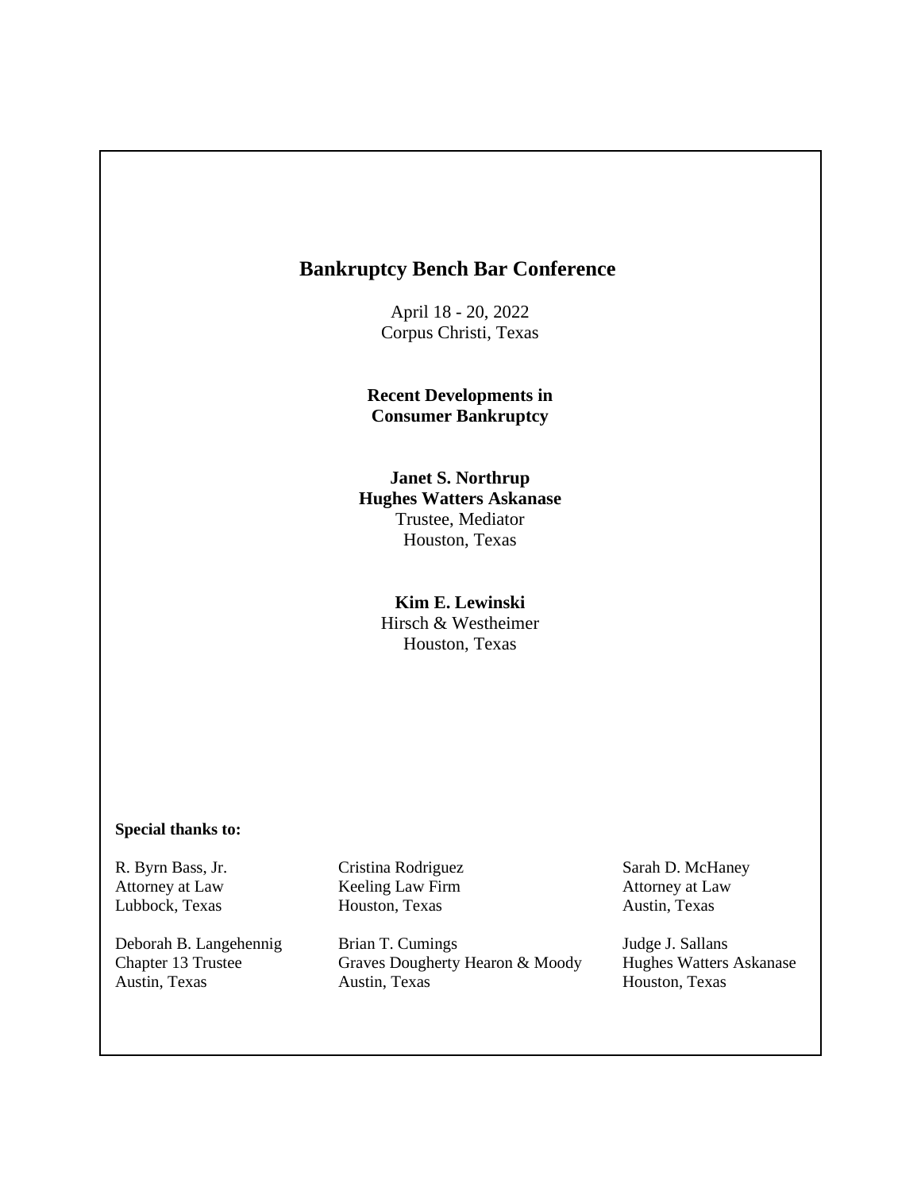# Bankruptcy Bench Bar Conference

April 18 - 20, 2022
Corpus Christi, Texas

**Recent Developments in Consumer Bankruptcy**

**Janet S. Northrup**
**Hughes Watters Askanase**
Trustee, Mediator
Houston, Texas

**Kim E. Lewinski**
Hirsch & Westheimer
Houston, Texas

**Special thanks to:**

R. Byrn Bass, Jr.
Attorney at Law
Lubbock, Texas

Cristina Rodriguez
Keeling Law Firm
Houston, Texas

Sarah D. McHaney
Attorney at Law
Austin, Texas

Deborah B. Langehennig
Chapter 13 Trustee
Austin, Texas

Brian T. Cumings
Graves Dougherty Hearon & Moody
Austin, Texas

Judge J. Sallans
Hughes Watters Askanase
Houston, Texas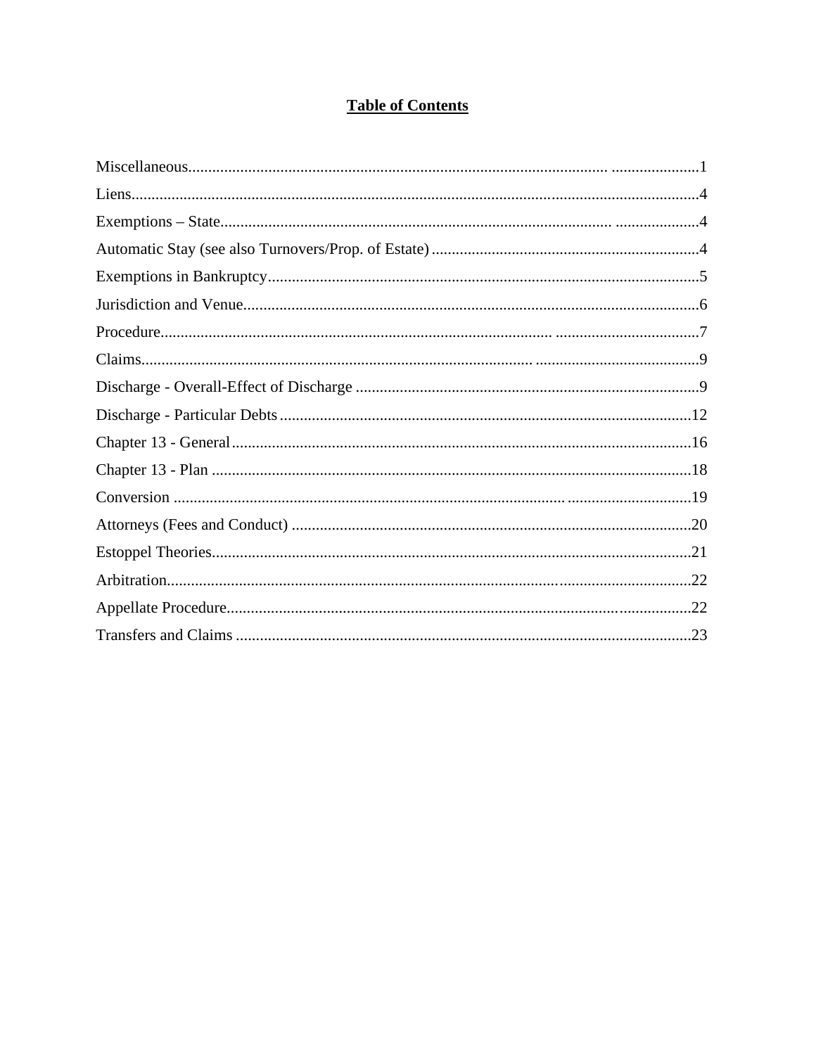# Table of Contents

Miscellaneous....................................................................................................1

Liens....................................................................................................................4

Exemptions – State............................................................................................4

Automatic Stay (see also Turnovers/Prop. of Estate).......................................4

Exemptions in Bankruptcy.................................................................................5

Jurisdiction and Venue.......................................................................................6

Procedure...........................................................................................................7

Claims.................................................................................................................9

Discharge - Overall-Effect of Discharge ............................................................9

Discharge - Particular Debts.............................................................................12

Chapter 13 - General.........................................................................................16

Chapter 13 - Plan ..............................................................................................18

Conversion .......................................................................................................19

Attorneys (Fees and Conduct) ..........................................................................20

Estoppel Theories.............................................................................................21

Arbitration.........................................................................................................22

Appellate Procedure.........................................................................................22

Transfers and Claims .......................................................................................23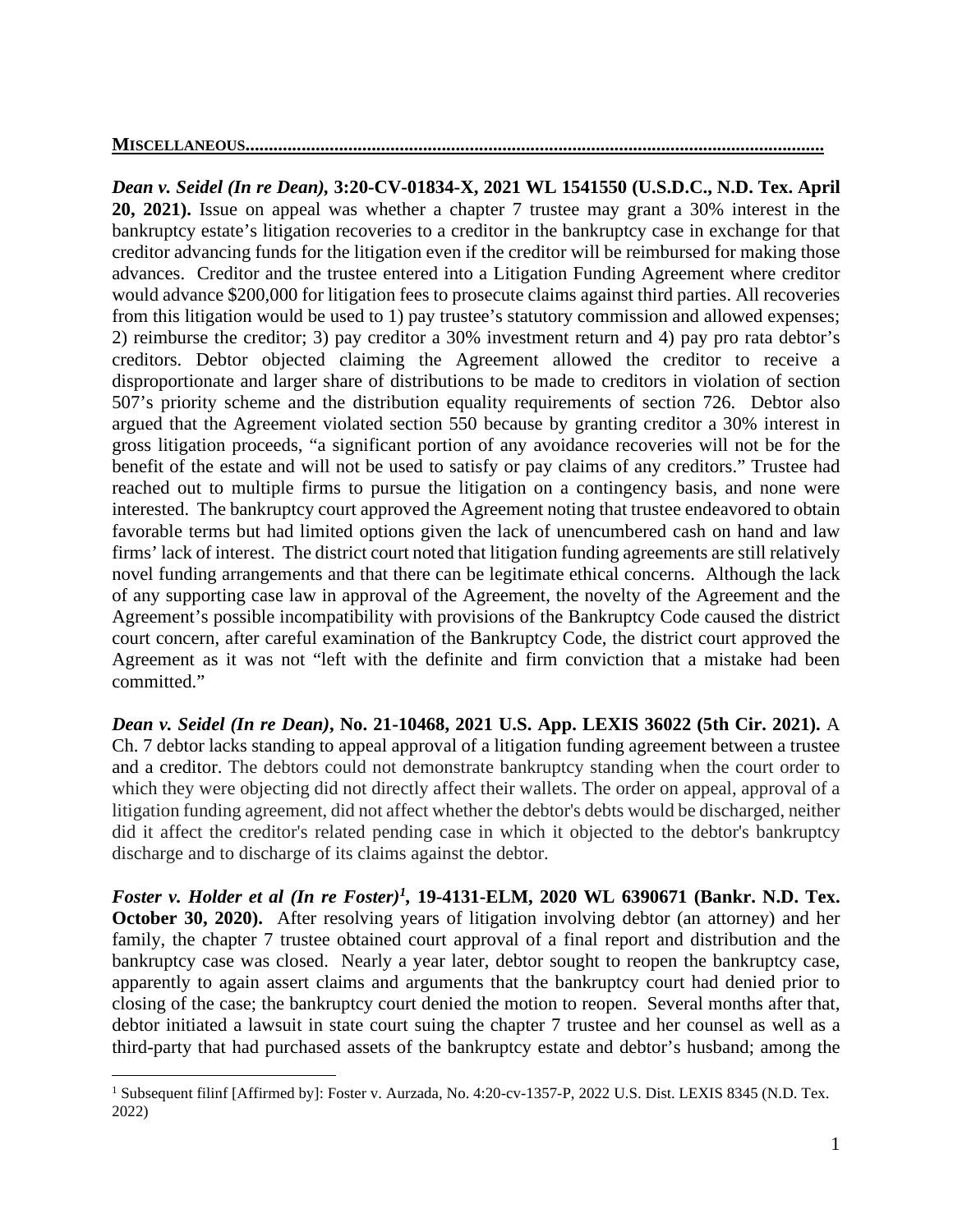**MISCELLANEOUS..........................................................................................................................**

***Dean v. Seidel (In re Dean),* 3:20-CV-01834-X, 2021 WL 1541550 (U.S.D.C., N.D. Tex. April 20, 2021).** Issue on appeal was whether a chapter 7 trustee may grant a 30% interest in the bankruptcy estate's litigation recoveries to a creditor in the bankruptcy case in exchange for that creditor advancing funds for the litigation even if the creditor will be reimbursed for making those advances. Creditor and the trustee entered into a Litigation Funding Agreement where creditor would advance $200,000 for litigation fees to prosecute claims against third parties. All recoveries from this litigation would be used to 1) pay trustee's statutory commission and allowed expenses; 2) reimburse the creditor; 3) pay creditor a 30% investment return and 4) pay pro rata debtor's creditors. Debtor objected claiming the Agreement allowed the creditor to receive a disproportionate and larger share of distributions to be made to creditors in violation of section 507's priority scheme and the distribution equality requirements of section 726. Debtor also argued that the Agreement violated section 550 because by granting creditor a 30% interest in gross litigation proceeds, "a significant portion of any avoidance recoveries will not be for the benefit of the estate and will not be used to satisfy or pay claims of any creditors." Trustee had reached out to multiple firms to pursue the litigation on a contingency basis, and none were interested. The bankruptcy court approved the Agreement noting that trustee endeavored to obtain favorable terms but had limited options given the lack of unencumbered cash on hand and law firms' lack of interest. The district court noted that litigation funding agreements are still relatively novel funding arrangements and that there can be legitimate ethical concerns. Although the lack of any supporting case law in approval of the Agreement, the novelty of the Agreement and the Agreement's possible incompatibility with provisions of the Bankruptcy Code caused the district court concern, after careful examination of the Bankruptcy Code, the district court approved the Agreement as it was not "left with the definite and firm conviction that a mistake had been committed."

***Dean v. Seidel (In re Dean)*, No. 21-10468, 2021 U.S. App. LEXIS 36022 (5th Cir. 2021).** A Ch. 7 debtor lacks standing to appeal approval of a litigation funding agreement between a trustee and a creditor. The debtors could not demonstrate bankruptcy standing when the court order to which they were objecting did not directly affect their wallets. The order on appeal, approval of a litigation funding agreement, did not affect whether the debtor's debts would be discharged, neither did it affect the creditor's related pending case in which it objected to the debtor's bankruptcy discharge and to discharge of its claims against the debtor.

***Foster v. Holder et al (In re Foster)*[1], 19-4131-ELM, 2020 WL 6390671 (Bankr. N.D. Tex. October 30, 2020).** After resolving years of litigation involving debtor (an attorney) and her family, the chapter 7 trustee obtained court approval of a final report and distribution and the bankruptcy case was closed. Nearly a year later, debtor sought to reopen the bankruptcy case, apparently to again assert claims and arguments that the bankruptcy court had denied prior to closing of the case; the bankruptcy court denied the motion to reopen. Several months after that, debtor initiated a lawsuit in state court suing the chapter 7 trustee and her counsel as well as a third-party that had purchased assets of the bankruptcy estate and debtor's husband; among the

[1] Subsequent filinf [Affirmed by]: Foster v. Aurzada, No. 4:20-cv-1357-P, 2022 U.S. Dist. LEXIS 8345 (N.D. Tex. 2022)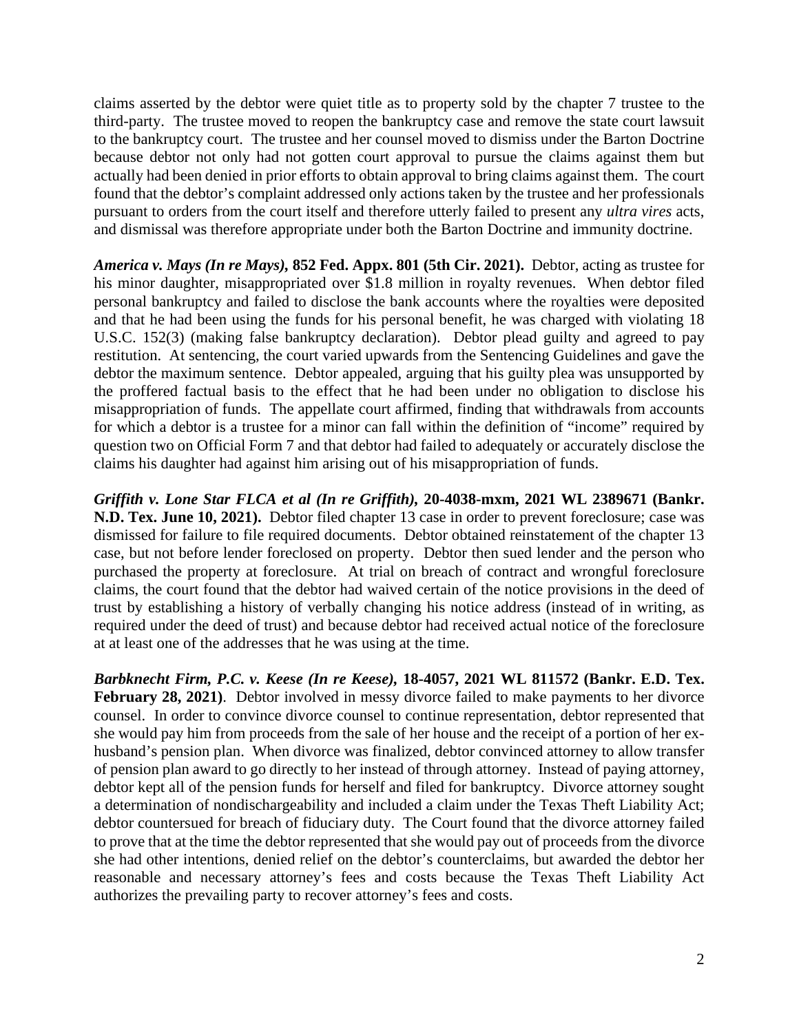claims asserted by the debtor were quiet title as to property sold by the chapter 7 trustee to the third-party. The trustee moved to reopen the bankruptcy case and remove the state court lawsuit to the bankruptcy court. The trustee and her counsel moved to dismiss under the Barton Doctrine because debtor not only had not gotten court approval to pursue the claims against them but actually had been denied in prior efforts to obtain approval to bring claims against them. The court found that the debtor's complaint addressed only actions taken by the trustee and her professionals pursuant to orders from the court itself and therefore utterly failed to present any *ultra vires* acts, and dismissal was therefore appropriate under both the Barton Doctrine and immunity doctrine.

***America v. Mays (In re Mays)*, 852 Fed. Appx. 801 (5th Cir. 2021).** Debtor, acting as trustee for his minor daughter, misappropriated over $1.8 million in royalty revenues. When debtor filed personal bankruptcy and failed to disclose the bank accounts where the royalties were deposited and that he had been using the funds for his personal benefit, he was charged with violating 18 U.S.C. 152(3) (making false bankruptcy declaration). Debtor plead guilty and agreed to pay restitution. At sentencing, the court varied upwards from the Sentencing Guidelines and gave the debtor the maximum sentence. Debtor appealed, arguing that his guilty plea was unsupported by the proffered factual basis to the effect that he had been under no obligation to disclose his misappropriation of funds. The appellate court affirmed, finding that withdrawals from accounts for which a debtor is a trustee for a minor can fall within the definition of "income" required by question two on Official Form 7 and that debtor had failed to adequately or accurately disclose the claims his daughter had against him arising out of his misappropriation of funds.

***Griffith v. Lone Star FLCA et al (In re Griffith)*, 20-4038-mxm, 2021 WL 2389671 (Bankr. N.D. Tex. June 10, 2021).** Debtor filed chapter 13 case in order to prevent foreclosure; case was dismissed for failure to file required documents. Debtor obtained reinstatement of the chapter 13 case, but not before lender foreclosed on property. Debtor then sued lender and the person who purchased the property at foreclosure. At trial on breach of contract and wrongful foreclosure claims, the court found that the debtor had waived certain of the notice provisions in the deed of trust by establishing a history of verbally changing his notice address (instead of in writing, as required under the deed of trust) and because debtor had received actual notice of the foreclosure at at least one of the addresses that he was using at the time.

***Barbknecht Firm, P.C. v. Keese (In re Keese)*, 18-4057, 2021 WL 811572 (Bankr. E.D. Tex. February 28, 2021)**. Debtor involved in messy divorce failed to make payments to her divorce counsel. In order to convince divorce counsel to continue representation, debtor represented that she would pay him from proceeds from the sale of her house and the receipt of a portion of her ex-husband's pension plan. When divorce was finalized, debtor convinced attorney to allow transfer of pension plan award to go directly to her instead of through attorney. Instead of paying attorney, debtor kept all of the pension funds for herself and filed for bankruptcy. Divorce attorney sought a determination of nondischargeability and included a claim under the Texas Theft Liability Act; debtor countersued for breach of fiduciary duty. The Court found that the divorce attorney failed to prove that at the time the debtor represented that she would pay out of proceeds from the divorce she had other intentions, denied relief on the debtor's counterclaims, but awarded the debtor her reasonable and necessary attorney's fees and costs because the Texas Theft Liability Act authorizes the prevailing party to recover attorney's fees and costs.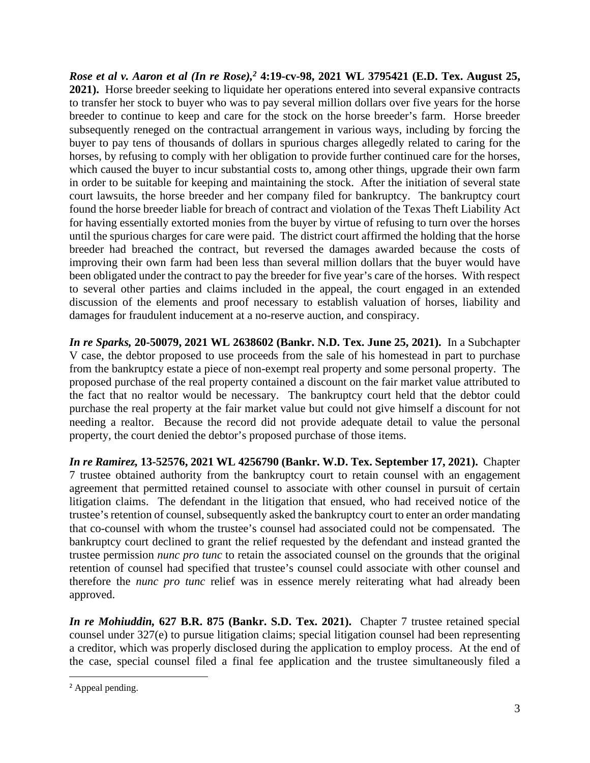***Rose et al v. Aaron et al (In re Rose),*[2] 4:19-cv-98, 2021 WL 3795421 (E.D. Tex. August 25, 2021).** Horse breeder seeking to liquidate her operations entered into several expansive contracts to transfer her stock to buyer who was to pay several million dollars over five years for the horse breeder to continue to keep and care for the stock on the horse breeder's farm. Horse breeder subsequently reneged on the contractual arrangement in various ways, including by forcing the buyer to pay tens of thousands of dollars in spurious charges allegedly related to caring for the horses, by refusing to comply with her obligation to provide further continued care for the horses, which caused the buyer to incur substantial costs to, among other things, upgrade their own farm in order to be suitable for keeping and maintaining the stock. After the initiation of several state court lawsuits, the horse breeder and her company filed for bankruptcy. The bankruptcy court found the horse breeder liable for breach of contract and violation of the Texas Theft Liability Act for having essentially extorted monies from the buyer by virtue of refusing to turn over the horses until the spurious charges for care were paid. The district court affirmed the holding that the horse breeder had breached the contract, but reversed the damages awarded because the costs of improving their own farm had been less than several million dollars that the buyer would have been obligated under the contract to pay the breeder for five year's care of the horses. With respect to several other parties and claims included in the appeal, the court engaged in an extended discussion of the elements and proof necessary to establish valuation of horses, liability and damages for fraudulent inducement at a no-reserve auction, and conspiracy.

***In re Sparks,* 20-50079, 2021 WL 2638602 (Bankr. N.D. Tex. June 25, 2021).** In a Subchapter V case, the debtor proposed to use proceeds from the sale of his homestead in part to purchase from the bankruptcy estate a piece of non-exempt real property and some personal property. The proposed purchase of the real property contained a discount on the fair market value attributed to the fact that no realtor would be necessary. The bankruptcy court held that the debtor could purchase the real property at the fair market value but could not give himself a discount for not needing a realtor. Because the record did not provide adequate detail to value the personal property, the court denied the debtor's proposed purchase of those items.

***In re Ramirez,* 13-52576, 2021 WL 4256790 (Bankr. W.D. Tex. September 17, 2021).** Chapter 7 trustee obtained authority from the bankruptcy court to retain counsel with an engagement agreement that permitted retained counsel to associate with other counsel in pursuit of certain litigation claims. The defendant in the litigation that ensued, who had received notice of the trustee's retention of counsel, subsequently asked the bankruptcy court to enter an order mandating that co-counsel with whom the trustee's counsel had associated could not be compensated. The bankruptcy court declined to grant the relief requested by the defendant and instead granted the trustee permission *nunc pro tunc* to retain the associated counsel on the grounds that the original retention of counsel had specified that trustee's counsel could associate with other counsel and therefore the *nunc pro tunc* relief was in essence merely reiterating what had already been approved.

***In re Mohiuddin,* 627 B.R. 875 (Bankr. S.D. Tex. 2021).** Chapter 7 trustee retained special counsel under 327(e) to pursue litigation claims; special litigation counsel had been representing a creditor, which was properly disclosed during the application to employ process. At the end of the case, special counsel filed a final fee application and the trustee simultaneously filed a

[2] Appeal pending.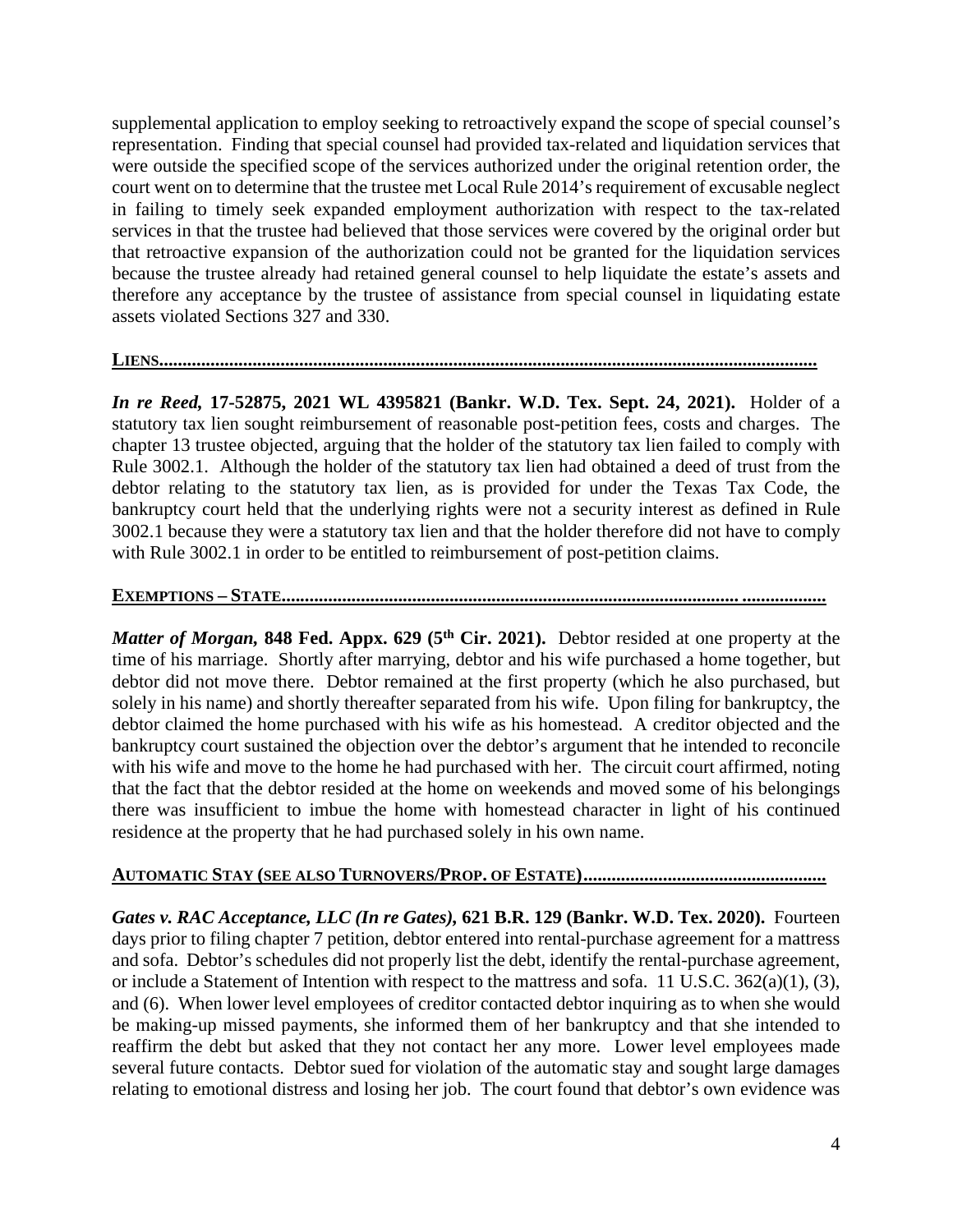supplemental application to employ seeking to retroactively expand the scope of special counsel's representation. Finding that special counsel had provided tax-related and liquidation services that were outside the specified scope of the services authorized under the original retention order, the court went on to determine that the trustee met Local Rule 2014's requirement of excusable neglect in failing to timely seek expanded employment authorization with respect to the tax-related services in that the trustee had believed that those services were covered by the original order but that retroactive expansion of the authorization could not be granted for the liquidation services because the trustee already had retained general counsel to help liquidate the estate's assets and therefore any acceptance by the trustee of assistance from special counsel in liquidating estate assets violated Sections 327 and 330.

**LIENS.........................................................................................................................................**

***In re Reed,*** **17-52875, 2021 WL 4395821 (Bankr. W.D. Tex. Sept. 24, 2021).** Holder of a statutory tax lien sought reimbursement of reasonable post-petition fees, costs and charges. The chapter 13 trustee objected, arguing that the holder of the statutory tax lien failed to comply with Rule 3002.1. Although the holder of the statutory tax lien had obtained a deed of trust from the debtor relating to the statutory tax lien, as is provided for under the Texas Tax Code, the bankruptcy court held that the underlying rights were not a security interest as defined in Rule 3002.1 because they were a statutory tax lien and that the holder therefore did not have to comply with Rule 3002.1 in order to be entitled to reimbursement of post-petition claims.

**EXEMPTIONS – STATE....................................................................................................................**

***Matter of Morgan,*** **848 Fed. Appx. 629 (5th Cir. 2021).** Debtor resided at one property at the time of his marriage. Shortly after marrying, debtor and his wife purchased a home together, but debtor did not move there. Debtor remained at the first property (which he also purchased, but solely in his name) and shortly thereafter separated from his wife. Upon filing for bankruptcy, the debtor claimed the home purchased with his wife as his homestead. A creditor objected and the bankruptcy court sustained the objection over the debtor's argument that he intended to reconcile with his wife and move to the home he had purchased with her. The circuit court affirmed, noting that the fact that the debtor resided at the home on weekends and moved some of his belongings there was insufficient to imbue the home with homestead character in light of his continued residence at the property that he had purchased solely in his own name.

**AUTOMATIC STAY (SEE ALSO TURNOVERS/PROP. OF ESTATE)...................................................**

***Gates v. RAC Acceptance, LLC (In re Gates),*** **621 B.R. 129 (Bankr. W.D. Tex. 2020).** Fourteen days prior to filing chapter 7 petition, debtor entered into rental-purchase agreement for a mattress and sofa. Debtor's schedules did not properly list the debt, identify the rental-purchase agreement, or include a Statement of Intention with respect to the mattress and sofa. 11 U.S.C. 362(a)(1), (3), and (6). When lower level employees of creditor contacted debtor inquiring as to when she would be making-up missed payments, she informed them of her bankruptcy and that she intended to reaffirm the debt but asked that they not contact her any more. Lower level employees made several future contacts. Debtor sued for violation of the automatic stay and sought large damages relating to emotional distress and losing her job. The court found that debtor's own evidence was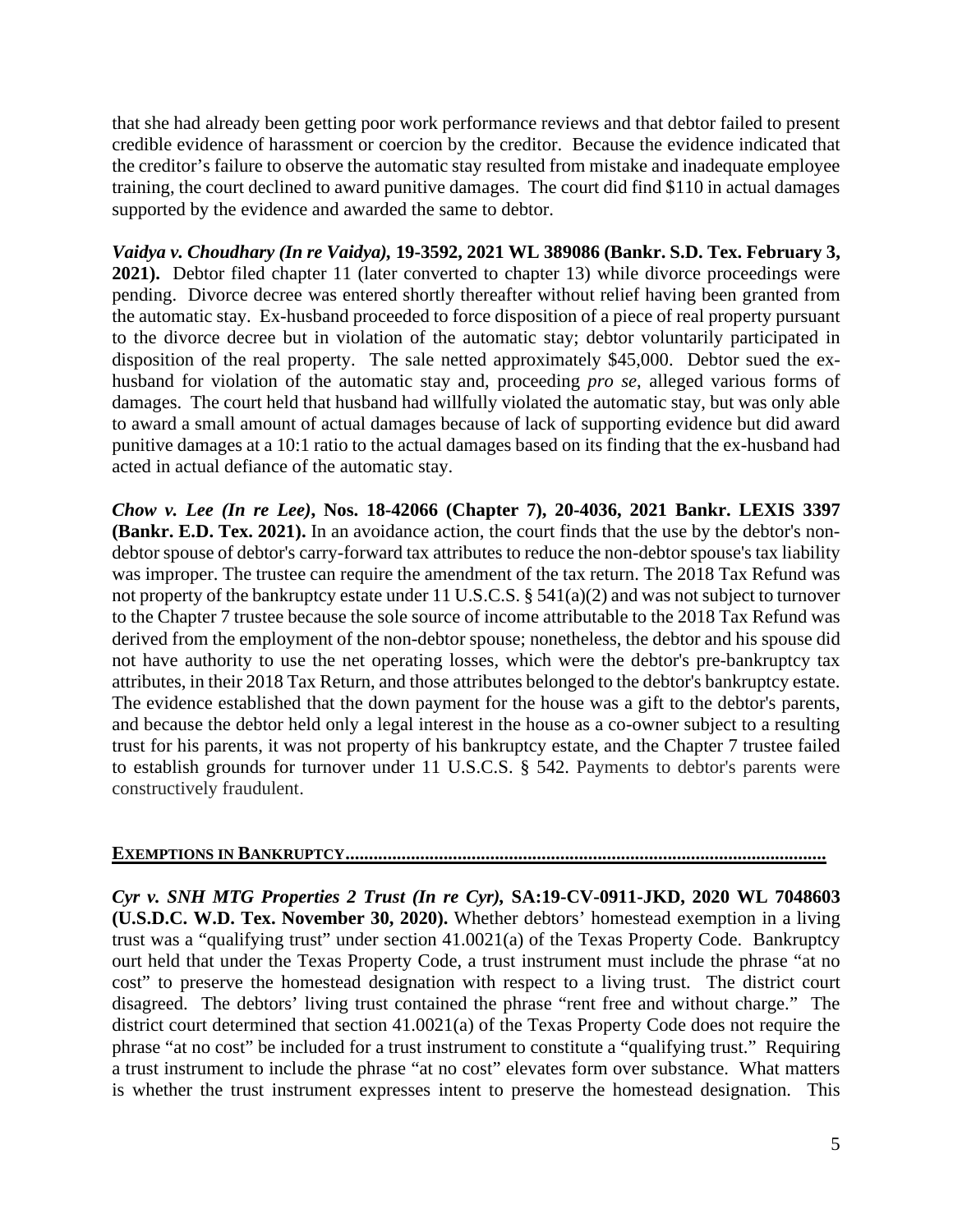that she had already been getting poor work performance reviews and that debtor failed to present credible evidence of harassment or coercion by the creditor. Because the evidence indicated that the creditor's failure to observe the automatic stay resulted from mistake and inadequate employee training, the court declined to award punitive damages. The court did find $110 in actual damages supported by the evidence and awarded the same to debtor.

***Vaidya v. Choudhary (In re Vaidya)*, 19-3592, 2021 WL 389086 (Bankr. S.D. Tex. February 3, 2021).** Debtor filed chapter 11 (later converted to chapter 13) while divorce proceedings were pending. Divorce decree was entered shortly thereafter without relief having been granted from the automatic stay. Ex-husband proceeded to force disposition of a piece of real property pursuant to the divorce decree but in violation of the automatic stay; debtor voluntarily participated in disposition of the real property. The sale netted approximately $45,000. Debtor sued the ex-husband for violation of the automatic stay and, proceeding *pro se*, alleged various forms of damages. The court held that husband had willfully violated the automatic stay, but was only able to award a small amount of actual damages because of lack of supporting evidence but did award punitive damages at a 10:1 ratio to the actual damages based on its finding that the ex-husband had acted in actual defiance of the automatic stay.

***Chow v. Lee (In re Lee)*, Nos. 18-42066 (Chapter 7), 20-4036, 2021 Bankr. LEXIS 3397 (Bankr. E.D. Tex. 2021).** In an avoidance action, the court finds that the use by the debtor's non-debtor spouse of debtor's carry-forward tax attributes to reduce the non-debtor spouse's tax liability was improper. The trustee can require the amendment of the tax return. The 2018 Tax Refund was not property of the bankruptcy estate under 11 U.S.C.S. § 541(a)(2) and was not subject to turnover to the Chapter 7 trustee because the sole source of income attributable to the 2018 Tax Refund was derived from the employment of the non-debtor spouse; nonetheless, the debtor and his spouse did not have authority to use the net operating losses, which were the debtor's pre-bankruptcy tax attributes, in their 2018 Tax Return, and those attributes belonged to the debtor's bankruptcy estate. The evidence established that the down payment for the house was a gift to the debtor's parents, and because the debtor held only a legal interest in the house as a co-owner subject to a resulting trust for his parents, it was not property of his bankruptcy estate, and the Chapter 7 trustee failed to establish grounds for turnover under 11 U.S.C.S. § 542. Payments to debtor's parents were constructively fraudulent.

## EXEMPTIONS IN BANKRUPTCY

***Cyr v. SNH MTG Properties 2 Trust (In re Cyr)*, SA:19-CV-0911-JKD, 2020 WL 7048603 (U.S.D.C. W.D. Tex. November 30, 2020).** Whether debtors' homestead exemption in a living trust was a "qualifying trust" under section 41.0021(a) of the Texas Property Code. Bankruptcy ourt held that under the Texas Property Code, a trust instrument must include the phrase "at no cost" to preserve the homestead designation with respect to a living trust. The district court disagreed. The debtors' living trust contained the phrase "rent free and without charge." The district court determined that section 41.0021(a) of the Texas Property Code does not require the phrase "at no cost" be included for a trust instrument to constitute a "qualifying trust." Requiring a trust instrument to include the phrase "at no cost" elevates form over substance. What matters is whether the trust instrument expresses intent to preserve the homestead designation. This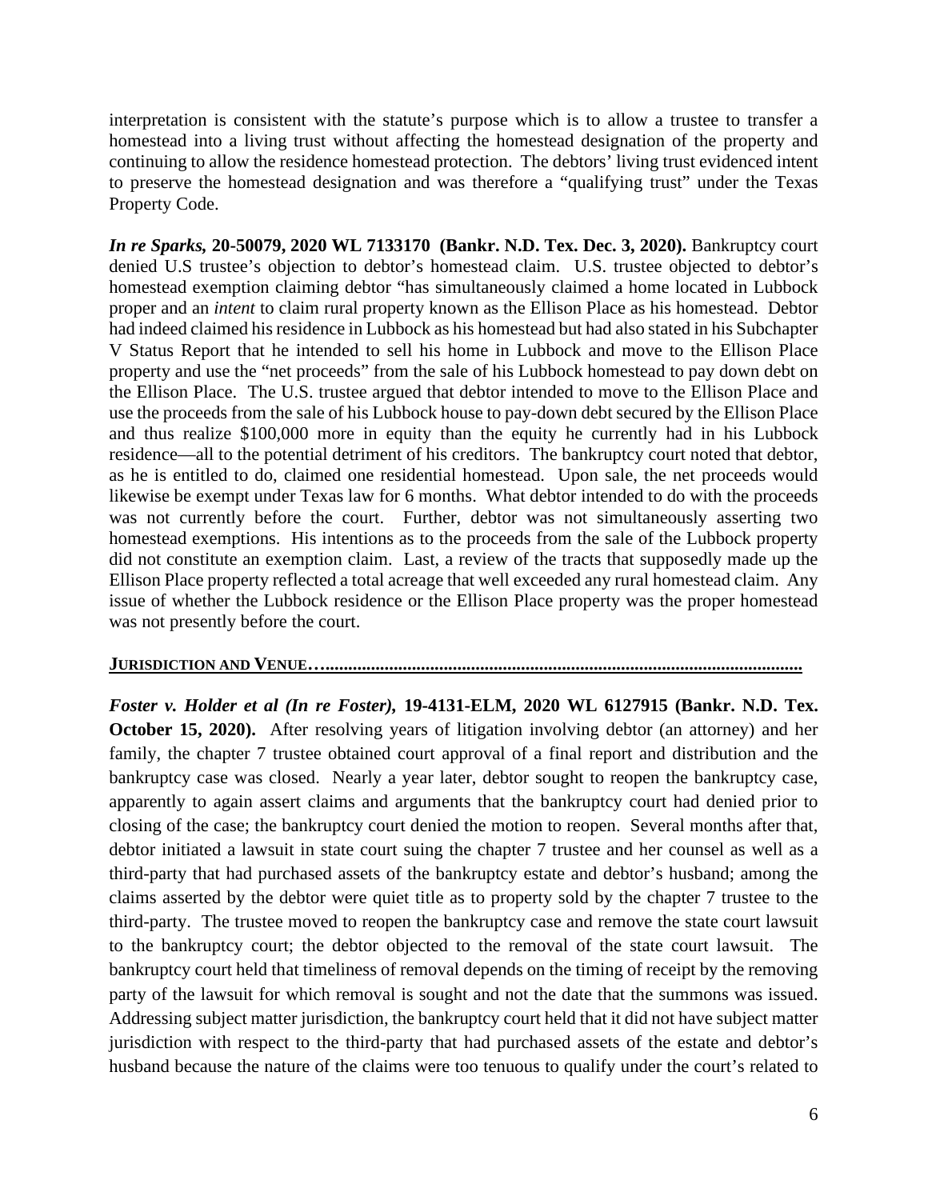interpretation is consistent with the statute's purpose which is to allow a trustee to transfer a homestead into a living trust without affecting the homestead designation of the property and continuing to allow the residence homestead protection. The debtors' living trust evidenced intent to preserve the homestead designation and was therefore a "qualifying trust" under the Texas Property Code.

***In re Sparks*, 20-50079, 2020 WL 7133170 (Bankr. N.D. Tex. Dec. 3, 2020).** Bankruptcy court denied U.S trustee's objection to debtor's homestead claim. U.S. trustee objected to debtor's homestead exemption claiming debtor "has simultaneously claimed a home located in Lubbock proper and an *intent* to claim rural property known as the Ellison Place as his homestead. Debtor had indeed claimed his residence in Lubbock as his homestead but had also stated in his Subchapter V Status Report that he intended to sell his home in Lubbock and move to the Ellison Place property and use the "net proceeds" from the sale of his Lubbock homestead to pay down debt on the Ellison Place. The U.S. trustee argued that debtor intended to move to the Ellison Place and use the proceeds from the sale of his Lubbock house to pay-down debt secured by the Ellison Place and thus realize $100,000 more in equity than the equity he currently had in his Lubbock residence—all to the potential detriment of his creditors. The bankruptcy court noted that debtor, as he is entitled to do, claimed one residential homestead. Upon sale, the net proceeds would likewise be exempt under Texas law for 6 months. What debtor intended to do with the proceeds was not currently before the court. Further, debtor was not simultaneously asserting two homestead exemptions. His intentions as to the proceeds from the sale of the Lubbock property did not constitute an exemption claim. Last, a review of the tracts that supposedly made up the Ellison Place property reflected a total acreage that well exceeded any rural homestead claim. Any issue of whether the Lubbock residence or the Ellison Place property was the proper homestead was not presently before the court.

**JURISDICTION AND VENUE…......................................................................................................**

***Foster v. Holder et al (In re Foster)*, 19-4131-ELM, 2020 WL 6127915 (Bankr. N.D. Tex. October 15, 2020).** After resolving years of litigation involving debtor (an attorney) and her family, the chapter 7 trustee obtained court approval of a final report and distribution and the bankruptcy case was closed. Nearly a year later, debtor sought to reopen the bankruptcy case, apparently to again assert claims and arguments that the bankruptcy court had denied prior to closing of the case; the bankruptcy court denied the motion to reopen. Several months after that, debtor initiated a lawsuit in state court suing the chapter 7 trustee and her counsel as well as a third-party that had purchased assets of the bankruptcy estate and debtor's husband; among the claims asserted by the debtor were quiet title as to property sold by the chapter 7 trustee to the third-party. The trustee moved to reopen the bankruptcy case and remove the state court lawsuit to the bankruptcy court; the debtor objected to the removal of the state court lawsuit. The bankruptcy court held that timeliness of removal depends on the timing of receipt by the removing party of the lawsuit for which removal is sought and not the date that the summons was issued. Addressing subject matter jurisdiction, the bankruptcy court held that it did not have subject matter jurisdiction with respect to the third-party that had purchased assets of the estate and debtor's husband because the nature of the claims were too tenuous to qualify under the court's related to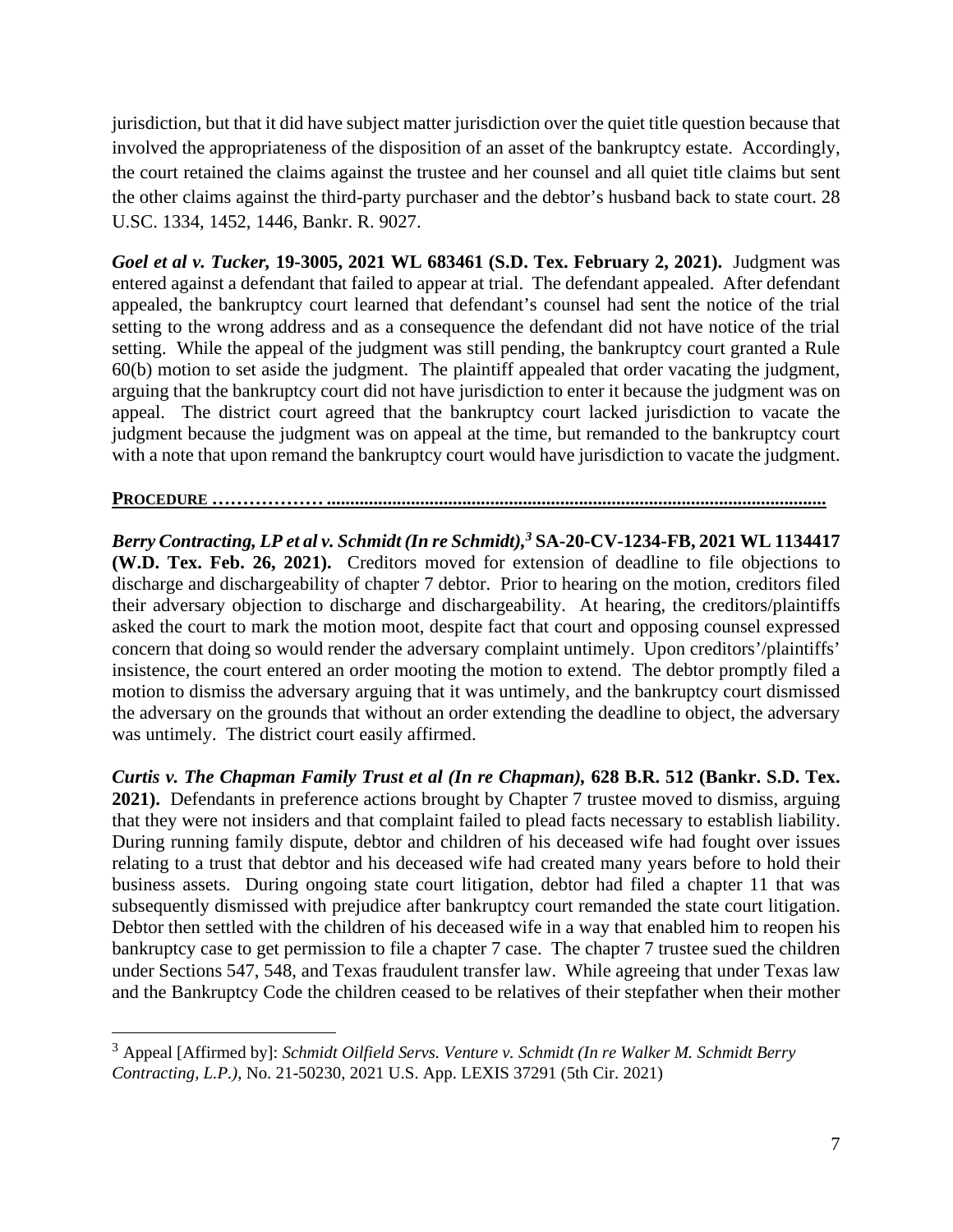jurisdiction, but that it did have subject matter jurisdiction over the quiet title question because that involved the appropriateness of the disposition of an asset of the bankruptcy estate. Accordingly, the court retained the claims against the trustee and her counsel and all quiet title claims but sent the other claims against the third-party purchaser and the debtor's husband back to state court. 28 U.SC. 1334, 1452, 1446, Bankr. R. 9027.

***Goel et al v. Tucker,* 19-3005, 2021 WL 683461 (S.D. Tex. February 2, 2021).** Judgment was entered against a defendant that failed to appear at trial. The defendant appealed. After defendant appealed, the bankruptcy court learned that defendant's counsel had sent the notice of the trial setting to the wrong address and as a consequence the defendant did not have notice of the trial setting. While the appeal of the judgment was still pending, the bankruptcy court granted a Rule 60(b) motion to set aside the judgment. The plaintiff appealed that order vacating the judgment, arguing that the bankruptcy court did not have jurisdiction to enter it because the judgment was on appeal. The district court agreed that the bankruptcy court lacked jurisdiction to vacate the judgment because the judgment was on appeal at the time, but remanded to the bankruptcy court with a note that upon remand the bankruptcy court would have jurisdiction to vacate the judgment.

**PROCEDURE ……………….........................................................................................................**

***Berry Contracting, LP et al v. Schmidt (In re Schmidt),*[3] SA-20-CV-1234-FB, 2021 WL 1134417 (W.D. Tex. Feb. 26, 2021).** Creditors moved for extension of deadline to file objections to discharge and dischargeability of chapter 7 debtor. Prior to hearing on the motion, creditors filed their adversary objection to discharge and dischargeability. At hearing, the creditors/plaintiffs asked the court to mark the motion moot, despite fact that court and opposing counsel expressed concern that doing so would render the adversary complaint untimely. Upon creditors'/plaintiffs' insistence, the court entered an order mooting the motion to extend. The debtor promptly filed a motion to dismiss the adversary arguing that it was untimely, and the bankruptcy court dismissed the adversary on the grounds that without an order extending the deadline to object, the adversary was untimely. The district court easily affirmed.

***Curtis v. The Chapman Family Trust et al (In re Chapman),* 628 B.R. 512 (Bankr. S.D. Tex. 2021).** Defendants in preference actions brought by Chapter 7 trustee moved to dismiss, arguing that they were not insiders and that complaint failed to plead facts necessary to establish liability. During running family dispute, debtor and children of his deceased wife had fought over issues relating to a trust that debtor and his deceased wife had created many years before to hold their business assets. During ongoing state court litigation, debtor had filed a chapter 11 that was subsequently dismissed with prejudice after bankruptcy court remanded the state court litigation. Debtor then settled with the children of his deceased wife in a way that enabled him to reopen his bankruptcy case to get permission to file a chapter 7 case. The chapter 7 trustee sued the children under Sections 547, 548, and Texas fraudulent transfer law. While agreeing that under Texas law and the Bankruptcy Code the children ceased to be relatives of their stepfather when their mother

---

[3] Appeal [Affirmed by]: *Schmidt Oilfield Servs. Venture v. Schmidt (In re Walker M. Schmidt Berry Contracting, L.P.)*, No. 21-50230, 2021 U.S. App. LEXIS 37291 (5th Cir. 2021)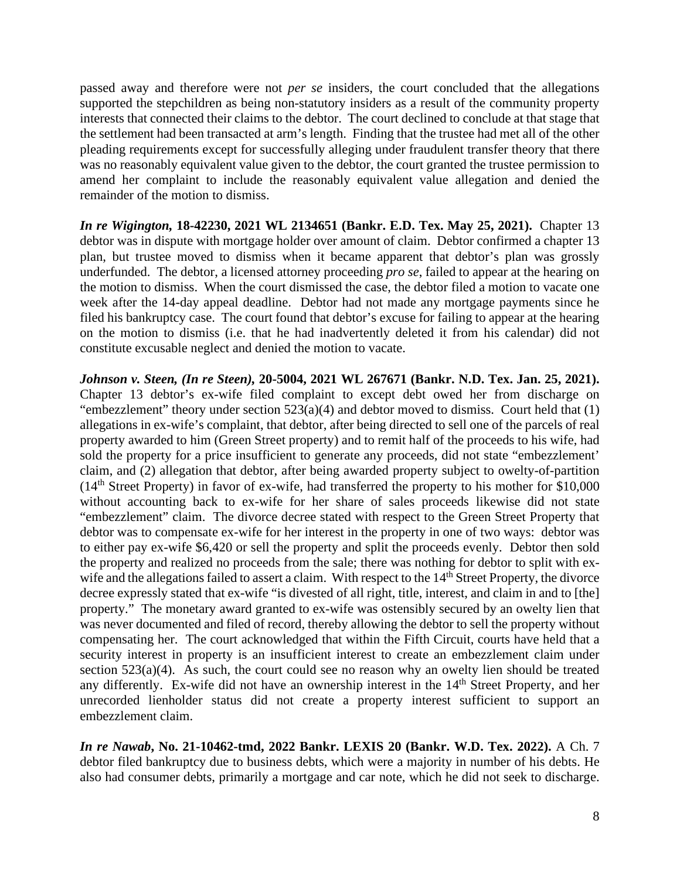passed away and therefore were not *per se* insiders, the court concluded that the allegations supported the stepchildren as being non-statutory insiders as a result of the community property interests that connected their claims to the debtor. The court declined to conclude at that stage that the settlement had been transacted at arm's length. Finding that the trustee had met all of the other pleading requirements except for successfully alleging under fraudulent transfer theory that there was no reasonably equivalent value given to the debtor, the court granted the trustee permission to amend her complaint to include the reasonably equivalent value allegation and denied the remainder of the motion to dismiss.

***In re Wigington,* 18-42230, 2021 WL 2134651 (Bankr. E.D. Tex. May 25, 2021).** Chapter 13 debtor was in dispute with mortgage holder over amount of claim. Debtor confirmed a chapter 13 plan, but trustee moved to dismiss when it became apparent that debtor's plan was grossly underfunded. The debtor, a licensed attorney proceeding *pro se*, failed to appear at the hearing on the motion to dismiss. When the court dismissed the case, the debtor filed a motion to vacate one week after the 14-day appeal deadline. Debtor had not made any mortgage payments since he filed his bankruptcy case. The court found that debtor's excuse for failing to appear at the hearing on the motion to dismiss (i.e. that he had inadvertently deleted it from his calendar) did not constitute excusable neglect and denied the motion to vacate.

***Johnson v. Steen, (In re Steen),* 20-5004, 2021 WL 267671 (Bankr. N.D. Tex. Jan. 25, 2021).** Chapter 13 debtor's ex-wife filed complaint to except debt owed her from discharge on "embezzlement" theory under section 523(a)(4) and debtor moved to dismiss. Court held that (1) allegations in ex-wife's complaint, that debtor, after being directed to sell one of the parcels of real property awarded to him (Green Street property) and to remit half of the proceeds to his wife, had sold the property for a price insufficient to generate any proceeds, did not state "embezzlement' claim, and (2) allegation that debtor, after being awarded property subject to owelty-of-partition (14th Street Property) in favor of ex-wife, had transferred the property to his mother for $10,000 without accounting back to ex-wife for her share of sales proceeds likewise did not state "embezzlement" claim. The divorce decree stated with respect to the Green Street Property that debtor was to compensate ex-wife for her interest in the property in one of two ways: debtor was to either pay ex-wife $6,420 or sell the property and split the proceeds evenly. Debtor then sold the property and realized no proceeds from the sale; there was nothing for debtor to split with ex-wife and the allegations failed to assert a claim. With respect to the 14th Street Property, the divorce decree expressly stated that ex-wife "is divested of all right, title, interest, and claim in and to [the] property." The monetary award granted to ex-wife was ostensibly secured by an owelty lien that was never documented and filed of record, thereby allowing the debtor to sell the property without compensating her. The court acknowledged that within the Fifth Circuit, courts have held that a security interest in property is an insufficient interest to create an embezzlement claim under section 523(a)(4). As such, the court could see no reason why an owelty lien should be treated any differently. Ex-wife did not have an ownership interest in the 14th Street Property, and her unrecorded lienholder status did not create a property interest sufficient to support an embezzlement claim.

***In re Nawab*, No. 21-10462-tmd, 2022 Bankr. LEXIS 20 (Bankr. W.D. Tex. 2022).** A Ch. 7 debtor filed bankruptcy due to business debts, which were a majority in number of his debts. He also had consumer debts, primarily a mortgage and car note, which he did not seek to discharge.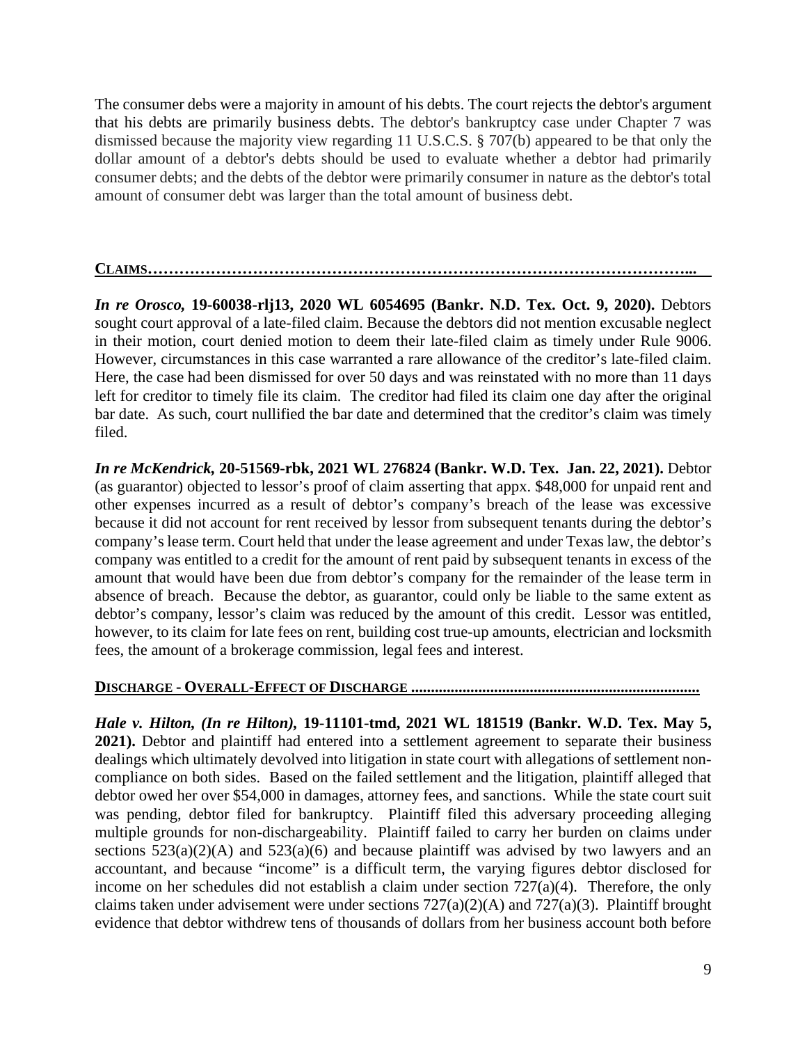The consumer debs were a majority in amount of his debts. The court rejects the debtor's argument that his debts are primarily business debts. The debtor's bankruptcy case under Chapter 7 was dismissed because the majority view regarding 11 U.S.C.S. § 707(b) appeared to be that only the dollar amount of a debtor's debts should be used to evaluate whether a debtor had primarily consumer debts; and the debts of the debtor were primarily consumer in nature as the debtor's total amount of consumer debt was larger than the total amount of business debt.

**CLAIMS…………………………………………………………………………………………...**

***In re Orosco,*** **19-60038-rlj13, 2020 WL 6054695 (Bankr. N.D. Tex. Oct. 9, 2020).** Debtors sought court approval of a late-filed claim. Because the debtors did not mention excusable neglect in their motion, court denied motion to deem their late-filed claim as timely under Rule 9006. However, circumstances in this case warranted a rare allowance of the creditor's late-filed claim. Here, the case had been dismissed for over 50 days and was reinstated with no more than 11 days left for creditor to timely file its claim. The creditor had filed its claim one day after the original bar date. As such, court nullified the bar date and determined that the creditor's claim was timely filed.

***In re McKendrick,*** **20-51569-rbk, 2021 WL 276824 (Bankr. W.D. Tex. Jan. 22, 2021).** Debtor (as guarantor) objected to lessor's proof of claim asserting that appx. $48,000 for unpaid rent and other expenses incurred as a result of debtor's company's breach of the lease was excessive because it did not account for rent received by lessor from subsequent tenants during the debtor's company's lease term. Court held that under the lease agreement and under Texas law, the debtor's company was entitled to a credit for the amount of rent paid by subsequent tenants in excess of the amount that would have been due from debtor's company for the remainder of the lease term in absence of breach. Because the debtor, as guarantor, could only be liable to the same extent as debtor's company, lessor's claim was reduced by the amount of this credit. Lessor was entitled, however, to its claim for late fees on rent, building cost true-up amounts, electrician and locksmith fees, the amount of a brokerage commission, legal fees and interest.

**DISCHARGE - OVERALL-EFFECT OF DISCHARGE .......................................................................**

***Hale v. Hilton, (In re Hilton),*** **19-11101-tmd, 2021 WL 181519 (Bankr. W.D. Tex. May 5, 2021).** Debtor and plaintiff had entered into a settlement agreement to separate their business dealings which ultimately devolved into litigation in state court with allegations of settlement non-compliance on both sides. Based on the failed settlement and the litigation, plaintiff alleged that debtor owed her over $54,000 in damages, attorney fees, and sanctions. While the state court suit was pending, debtor filed for bankruptcy. Plaintiff filed this adversary proceeding alleging multiple grounds for non-dischargeability. Plaintiff failed to carry her burden on claims under sections 523(a)(2)(A) and 523(a)(6) and because plaintiff was advised by two lawyers and an accountant, and because "income" is a difficult term, the varying figures debtor disclosed for income on her schedules did not establish a claim under section 727(a)(4). Therefore, the only claims taken under advisement were under sections 727(a)(2)(A) and 727(a)(3). Plaintiff brought evidence that debtor withdrew tens of thousands of dollars from her business account both before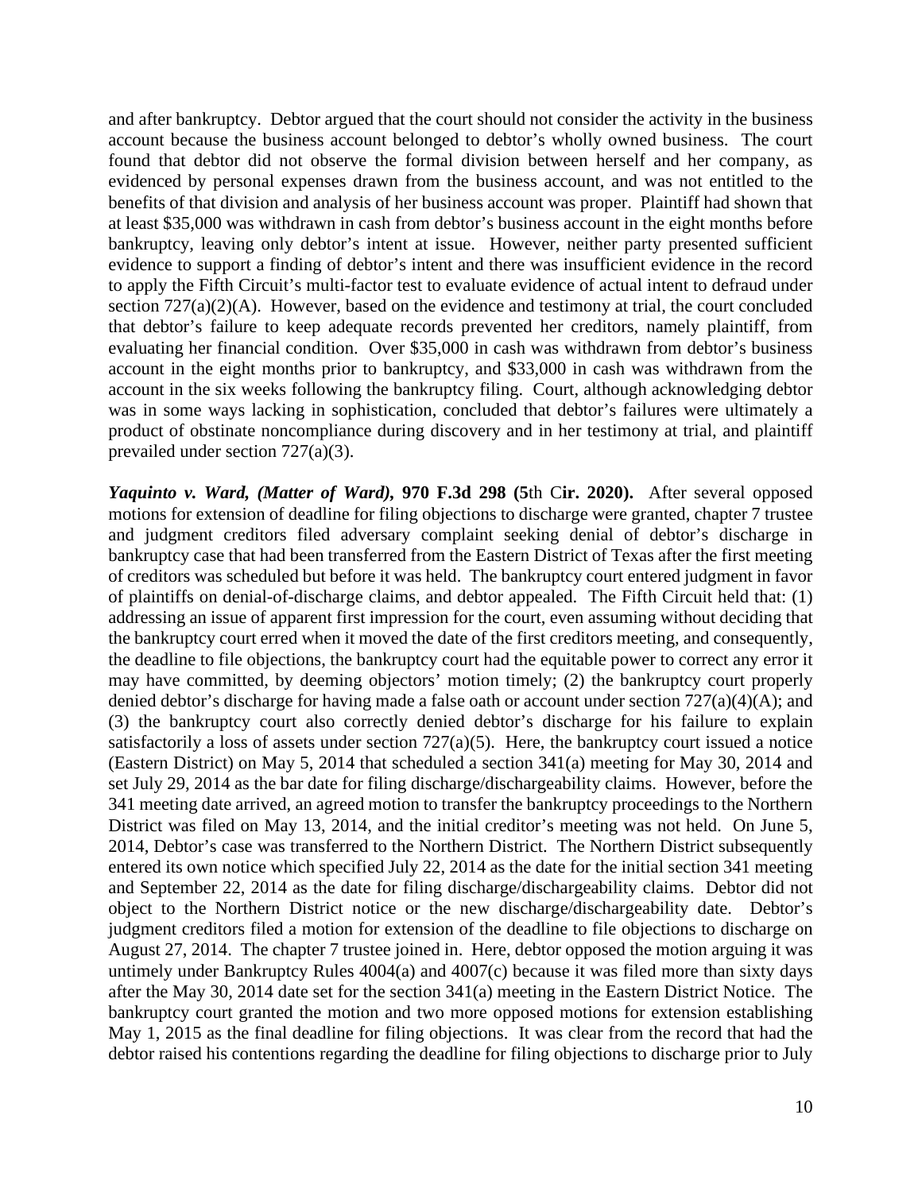and after bankruptcy. Debtor argued that the court should not consider the activity in the business account because the business account belonged to debtor's wholly owned business. The court found that debtor did not observe the formal division between herself and her company, as evidenced by personal expenses drawn from the business account, and was not entitled to the benefits of that division and analysis of her business account was proper. Plaintiff had shown that at least $35,000 was withdrawn in cash from debtor's business account in the eight months before bankruptcy, leaving only debtor's intent at issue. However, neither party presented sufficient evidence to support a finding of debtor's intent and there was insufficient evidence in the record to apply the Fifth Circuit's multi-factor test to evaluate evidence of actual intent to defraud under section 727(a)(2)(A). However, based on the evidence and testimony at trial, the court concluded that debtor's failure to keep adequate records prevented her creditors, namely plaintiff, from evaluating her financial condition. Over $35,000 in cash was withdrawn from debtor's business account in the eight months prior to bankruptcy, and $33,000 in cash was withdrawn from the account in the six weeks following the bankruptcy filing. Court, although acknowledging debtor was in some ways lacking in sophistication, concluded that debtor's failures were ultimately a product of obstinate noncompliance during discovery and in her testimony at trial, and plaintiff prevailed under section 727(a)(3).

***Yaquinto v. Ward, (Matter of Ward),* 970 F.3d 298 (5th Cir. 2020).** After several opposed motions for extension of deadline for filing objections to discharge were granted, chapter 7 trustee and judgment creditors filed adversary complaint seeking denial of debtor's discharge in bankruptcy case that had been transferred from the Eastern District of Texas after the first meeting of creditors was scheduled but before it was held. The bankruptcy court entered judgment in favor of plaintiffs on denial-of-discharge claims, and debtor appealed. The Fifth Circuit held that: (1) addressing an issue of apparent first impression for the court, even assuming without deciding that the bankruptcy court erred when it moved the date of the first creditors meeting, and consequently, the deadline to file objections, the bankruptcy court had the equitable power to correct any error it may have committed, by deeming objectors' motion timely; (2) the bankruptcy court properly denied debtor's discharge for having made a false oath or account under section 727(a)(4)(A); and (3) the bankruptcy court also correctly denied debtor's discharge for his failure to explain satisfactorily a loss of assets under section 727(a)(5). Here, the bankruptcy court issued a notice (Eastern District) on May 5, 2014 that scheduled a section 341(a) meeting for May 30, 2014 and set July 29, 2014 as the bar date for filing discharge/dischargeability claims. However, before the 341 meeting date arrived, an agreed motion to transfer the bankruptcy proceedings to the Northern District was filed on May 13, 2014, and the initial creditor's meeting was not held. On June 5, 2014, Debtor's case was transferred to the Northern District. The Northern District subsequently entered its own notice which specified July 22, 2014 as the date for the initial section 341 meeting and September 22, 2014 as the date for filing discharge/dischargeability claims. Debtor did not object to the Northern District notice or the new discharge/dischargeability date. Debtor's judgment creditors filed a motion for extension of the deadline to file objections to discharge on August 27, 2014. The chapter 7 trustee joined in. Here, debtor opposed the motion arguing it was untimely under Bankruptcy Rules 4004(a) and 4007(c) because it was filed more than sixty days after the May 30, 2014 date set for the section 341(a) meeting in the Eastern District Notice. The bankruptcy court granted the motion and two more opposed motions for extension establishing May 1, 2015 as the final deadline for filing objections. It was clear from the record that had the debtor raised his contentions regarding the deadline for filing objections to discharge prior to July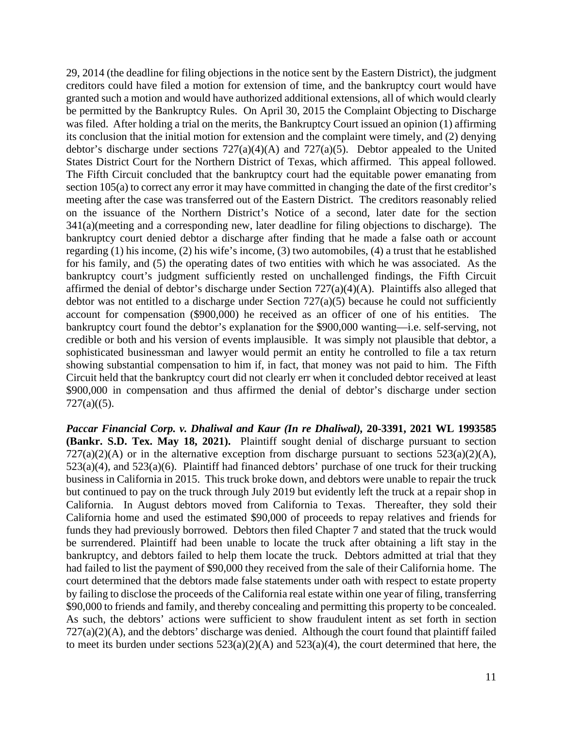29, 2014 (the deadline for filing objections in the notice sent by the Eastern District), the judgment creditors could have filed a motion for extension of time, and the bankruptcy court would have granted such a motion and would have authorized additional extensions, all of which would clearly be permitted by the Bankruptcy Rules. On April 30, 2015 the Complaint Objecting to Discharge was filed. After holding a trial on the merits, the Bankruptcy Court issued an opinion (1) affirming its conclusion that the initial motion for extension and the complaint were timely, and (2) denying debtor's discharge under sections 727(a)(4)(A) and 727(a)(5). Debtor appealed to the United States District Court for the Northern District of Texas, which affirmed. This appeal followed. The Fifth Circuit concluded that the bankruptcy court had the equitable power emanating from section 105(a) to correct any error it may have committed in changing the date of the first creditor's meeting after the case was transferred out of the Eastern District. The creditors reasonably relied on the issuance of the Northern District's Notice of a second, later date for the section 341(a)(meeting and a corresponding new, later deadline for filing objections to discharge). The bankruptcy court denied debtor a discharge after finding that he made a false oath or account regarding (1) his income, (2) his wife's income, (3) two automobiles, (4) a trust that he established for his family, and (5) the operating dates of two entities with which he was associated. As the bankruptcy court's judgment sufficiently rested on unchallenged findings, the Fifth Circuit affirmed the denial of debtor's discharge under Section 727(a)(4)(A). Plaintiffs also alleged that debtor was not entitled to a discharge under Section 727(a)(5) because he could not sufficiently account for compensation ($900,000) he received as an officer of one of his entities. The bankruptcy court found the debtor's explanation for the $900,000 wanting—i.e. self-serving, not credible or both and his version of events implausible. It was simply not plausible that debtor, a sophisticated businessman and lawyer would permit an entity he controlled to file a tax return showing substantial compensation to him if, in fact, that money was not paid to him. The Fifth Circuit held that the bankruptcy court did not clearly err when it concluded debtor received at least $900,000 in compensation and thus affirmed the denial of debtor's discharge under section 727(a)((5).

***Paccar Financial Corp. v. Dhaliwal and Kaur (In re Dhaliwal)*, 20-3391, 2021 WL 1993585 (Bankr. S.D. Tex. May 18, 2021).** Plaintiff sought denial of discharge pursuant to section 727(a)(2)(A) or in the alternative exception from discharge pursuant to sections 523(a)(2)(A), 523(a)(4), and 523(a)(6). Plaintiff had financed debtors' purchase of one truck for their trucking business in California in 2015. This truck broke down, and debtors were unable to repair the truck but continued to pay on the truck through July 2019 but evidently left the truck at a repair shop in California. In August debtors moved from California to Texas. Thereafter, they sold their California home and used the estimated $90,000 of proceeds to repay relatives and friends for funds they had previously borrowed. Debtors then filed Chapter 7 and stated that the truck would be surrendered. Plaintiff had been unable to locate the truck after obtaining a lift stay in the bankruptcy, and debtors failed to help them locate the truck. Debtors admitted at trial that they had failed to list the payment of $90,000 they received from the sale of their California home. The court determined that the debtors made false statements under oath with respect to estate property by failing to disclose the proceeds of the California real estate within one year of filing, transferring $90,000 to friends and family, and thereby concealing and permitting this property to be concealed. As such, the debtors' actions were sufficient to show fraudulent intent as set forth in section 727(a)(2)(A), and the debtors' discharge was denied. Although the court found that plaintiff failed to meet its burden under sections 523(a)(2)(A) and 523(a)(4), the court determined that here, the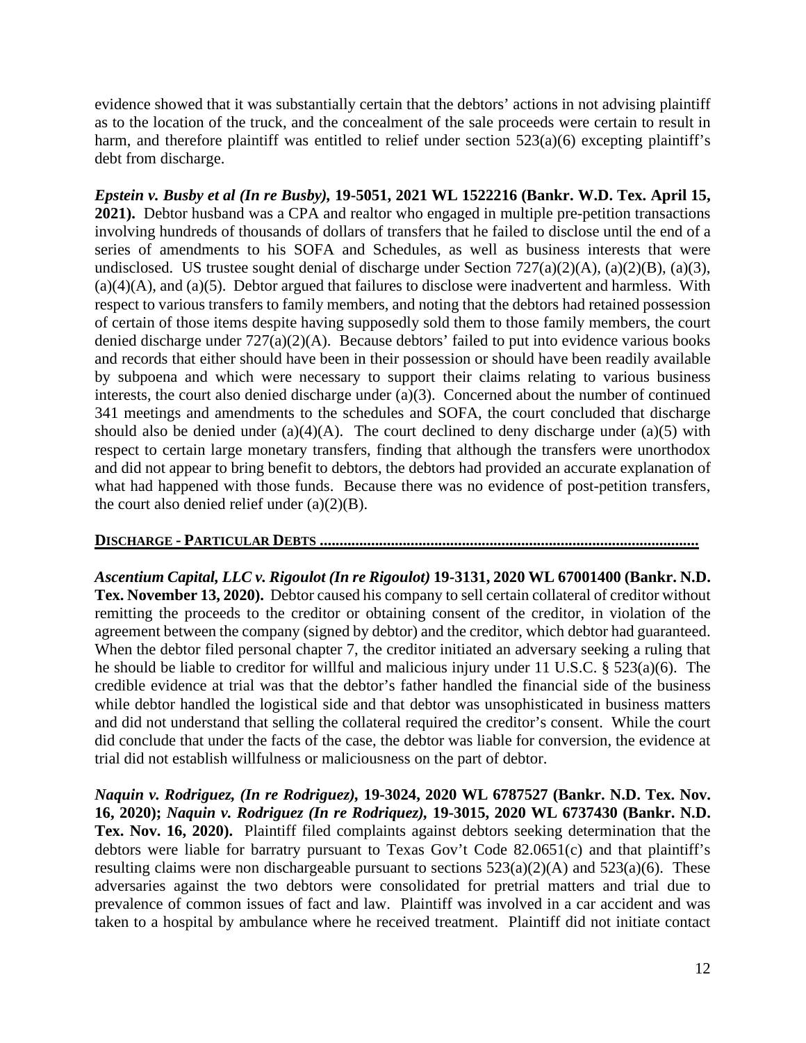evidence showed that it was substantially certain that the debtors' actions in not advising plaintiff as to the location of the truck, and the concealment of the sale proceeds were certain to result in harm, and therefore plaintiff was entitled to relief under section 523(a)(6) excepting plaintiff's debt from discharge.

***Epstein v. Busby et al (In re Busby)*, 19-5051, 2021 WL 1522216 (Bankr. W.D. Tex. April 15, 2021).** Debtor husband was a CPA and realtor who engaged in multiple pre-petition transactions involving hundreds of thousands of dollars of transfers that he failed to disclose until the end of a series of amendments to his SOFA and Schedules, as well as business interests that were undisclosed. US trustee sought denial of discharge under Section 727(a)(2)(A), (a)(2)(B), (a)(3), (a)(4)(A), and (a)(5). Debtor argued that failures to disclose were inadvertent and harmless. With respect to various transfers to family members, and noting that the debtors had retained possession of certain of those items despite having supposedly sold them to those family members, the court denied discharge under 727(a)(2)(A). Because debtors' failed to put into evidence various books and records that either should have been in their possession or should have been readily available by subpoena and which were necessary to support their claims relating to various business interests, the court also denied discharge under (a)(3). Concerned about the number of continued 341 meetings and amendments to the schedules and SOFA, the court concluded that discharge should also be denied under (a)(4)(A). The court declined to deny discharge under (a)(5) with respect to certain large monetary transfers, finding that although the transfers were unorthodox and did not appear to bring benefit to debtors, the debtors had provided an accurate explanation of what had happened with those funds. Because there was no evidence of post-petition transfers, the court also denied relief under (a)(2)(B).

**DISCHARGE - PARTICULAR DEBTS ..............................................................................................**

***Ascentium Capital, LLC v. Rigoulot (In re Rigoulot)* 19-3131, 2020 WL 67001400 (Bankr. N.D. Tex. November 13, 2020).** Debtor caused his company to sell certain collateral of creditor without remitting the proceeds to the creditor or obtaining consent of the creditor, in violation of the agreement between the company (signed by debtor) and the creditor, which debtor had guaranteed. When the debtor filed personal chapter 7, the creditor initiated an adversary seeking a ruling that he should be liable to creditor for willful and malicious injury under 11 U.S.C. § 523(a)(6). The credible evidence at trial was that the debtor's father handled the financial side of the business while debtor handled the logistical side and that debtor was unsophisticated in business matters and did not understand that selling the collateral required the creditor's consent. While the court did conclude that under the facts of the case, the debtor was liable for conversion, the evidence at trial did not establish willfulness or maliciousness on the part of debtor.

***Naquin v. Rodriguez, (In re Rodriguez)*, 19-3024, 2020 WL 6787527 (Bankr. N.D. Tex. Nov. 16, 2020); *Naquin v. Rodriguez (In re Rodriquez)*, 19-3015, 2020 WL 6737430 (Bankr. N.D. Tex. Nov. 16, 2020).** Plaintiff filed complaints against debtors seeking determination that the debtors were liable for barratry pursuant to Texas Gov't Code 82.0651(c) and that plaintiff's resulting claims were non dischargeable pursuant to sections 523(a)(2)(A) and 523(a)(6). These adversaries against the two debtors were consolidated for pretrial matters and trial due to prevalence of common issues of fact and law. Plaintiff was involved in a car accident and was taken to a hospital by ambulance where he received treatment. Plaintiff did not initiate contact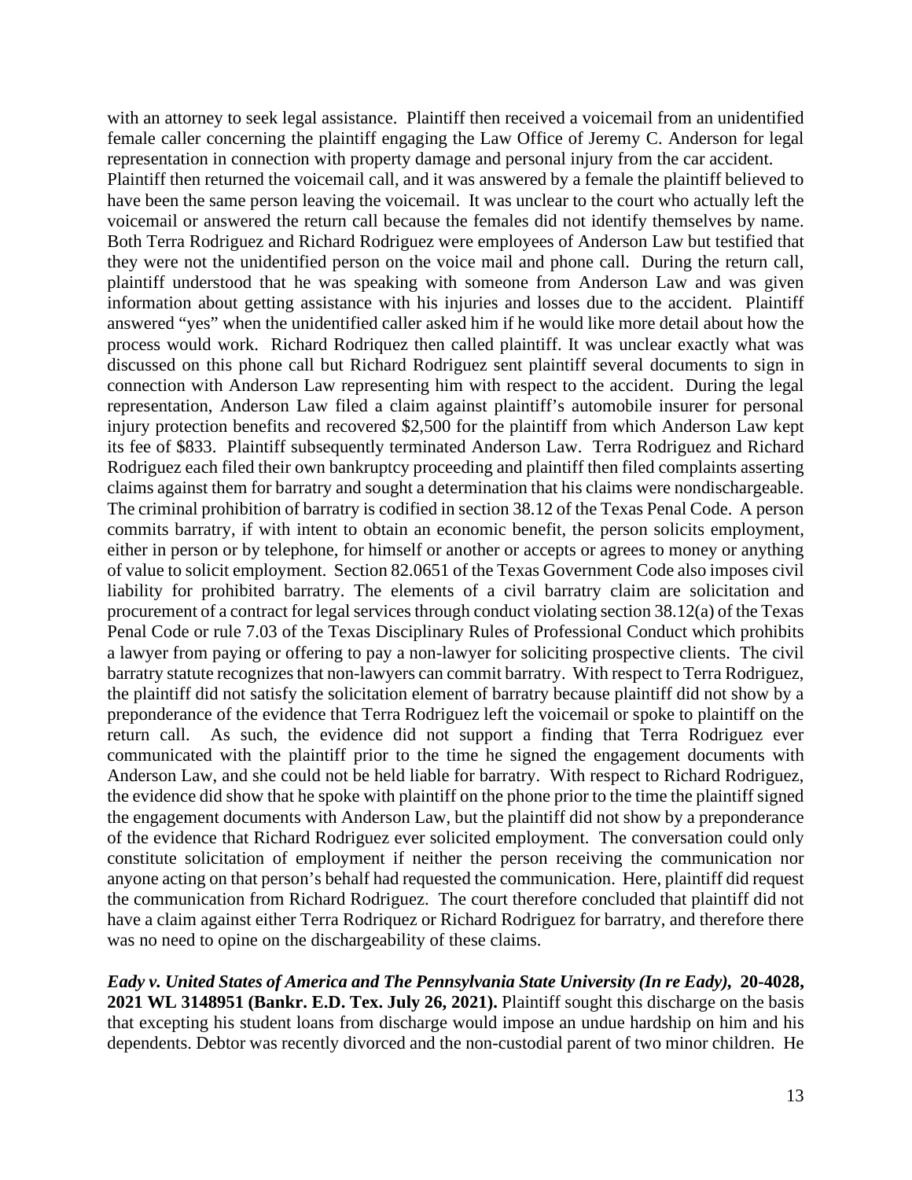with an attorney to seek legal assistance. Plaintiff then received a voicemail from an unidentified female caller concerning the plaintiff engaging the Law Office of Jeremy C. Anderson for legal representation in connection with property damage and personal injury from the car accident. Plaintiff then returned the voicemail call, and it was answered by a female the plaintiff believed to have been the same person leaving the voicemail. It was unclear to the court who actually left the voicemail or answered the return call because the females did not identify themselves by name. Both Terra Rodriguez and Richard Rodriguez were employees of Anderson Law but testified that they were not the unidentified person on the voice mail and phone call. During the return call, plaintiff understood that he was speaking with someone from Anderson Law and was given information about getting assistance with his injuries and losses due to the accident. Plaintiff answered "yes" when the unidentified caller asked him if he would like more detail about how the process would work. Richard Rodriquez then called plaintiff. It was unclear exactly what was discussed on this phone call but Richard Rodriguez sent plaintiff several documents to sign in connection with Anderson Law representing him with respect to the accident. During the legal representation, Anderson Law filed a claim against plaintiff's automobile insurer for personal injury protection benefits and recovered $2,500 for the plaintiff from which Anderson Law kept its fee of $833. Plaintiff subsequently terminated Anderson Law. Terra Rodriguez and Richard Rodriguez each filed their own bankruptcy proceeding and plaintiff then filed complaints asserting claims against them for barratry and sought a determination that his claims were nondischargeable. The criminal prohibition of barratry is codified in section 38.12 of the Texas Penal Code. A person commits barratry, if with intent to obtain an economic benefit, the person solicits employment, either in person or by telephone, for himself or another or accepts or agrees to money or anything of value to solicit employment. Section 82.0651 of the Texas Government Code also imposes civil liability for prohibited barratry. The elements of a civil barratry claim are solicitation and procurement of a contract for legal services through conduct violating section 38.12(a) of the Texas Penal Code or rule 7.03 of the Texas Disciplinary Rules of Professional Conduct which prohibits a lawyer from paying or offering to pay a non-lawyer for soliciting prospective clients. The civil barratry statute recognizes that non-lawyers can commit barratry. With respect to Terra Rodriguez, the plaintiff did not satisfy the solicitation element of barratry because plaintiff did not show by a preponderance of the evidence that Terra Rodriguez left the voicemail or spoke to plaintiff on the return call. As such, the evidence did not support a finding that Terra Rodriguez ever communicated with the plaintiff prior to the time he signed the engagement documents with Anderson Law, and she could not be held liable for barratry. With respect to Richard Rodriguez, the evidence did show that he spoke with plaintiff on the phone prior to the time the plaintiff signed the engagement documents with Anderson Law, but the plaintiff did not show by a preponderance of the evidence that Richard Rodriguez ever solicited employment. The conversation could only constitute solicitation of employment if neither the person receiving the communication nor anyone acting on that person's behalf had requested the communication. Here, plaintiff did request the communication from Richard Rodriguez. The court therefore concluded that plaintiff did not have a claim against either Terra Rodriquez or Richard Rodriguez for barratry, and therefore there was no need to opine on the dischargeability of these claims.

***Eady v. United States of America and The Pennsylvania State University (In re Eady),* 20-4028, 2021 WL 3148951 (Bankr. E.D. Tex. July 26, 2021).** Plaintiff sought this discharge on the basis that excepting his student loans from discharge would impose an undue hardship on him and his dependents. Debtor was recently divorced and the non-custodial parent of two minor children. He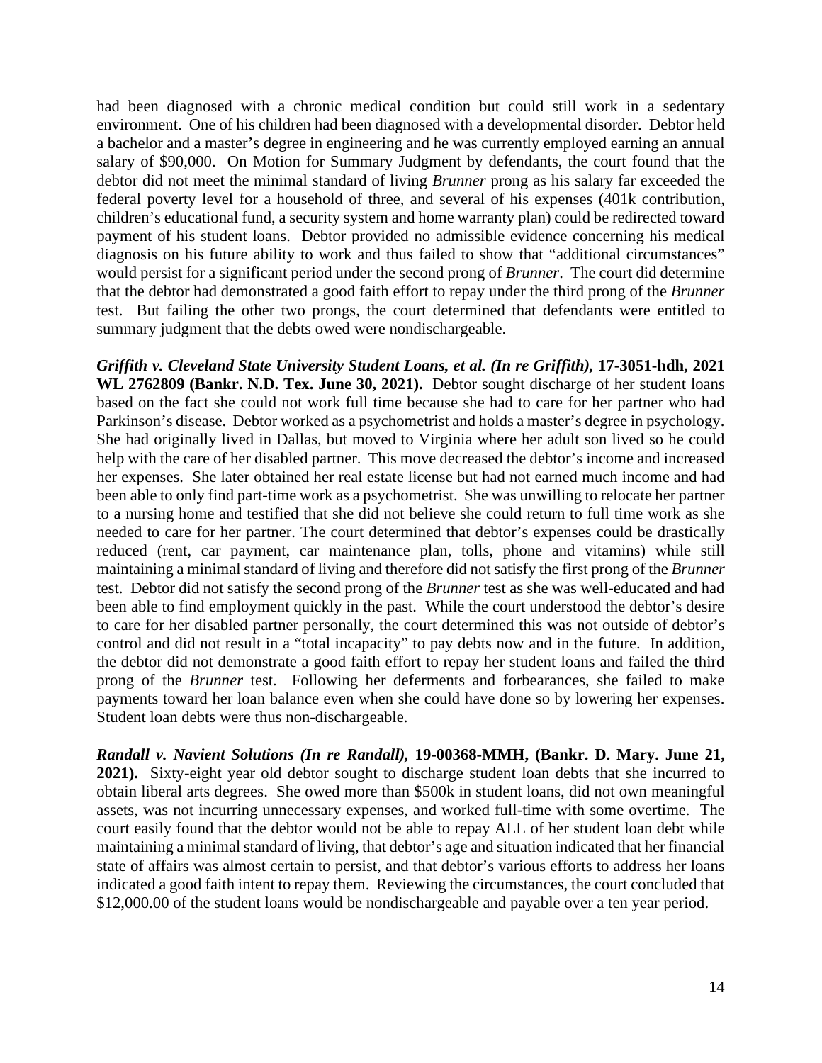had been diagnosed with a chronic medical condition but could still work in a sedentary environment. One of his children had been diagnosed with a developmental disorder. Debtor held a bachelor and a master's degree in engineering and he was currently employed earning an annual salary of $90,000. On Motion for Summary Judgment by defendants, the court found that the debtor did not meet the minimal standard of living *Brunner* prong as his salary far exceeded the federal poverty level for a household of three, and several of his expenses (401k contribution, children's educational fund, a security system and home warranty plan) could be redirected toward payment of his student loans. Debtor provided no admissible evidence concerning his medical diagnosis on his future ability to work and thus failed to show that "additional circumstances" would persist for a significant period under the second prong of *Brunner*. The court did determine that the debtor had demonstrated a good faith effort to repay under the third prong of the *Brunner* test. But failing the other two prongs, the court determined that defendants were entitled to summary judgment that the debts owed were nondischargeable.

***Griffith v. Cleveland State University Student Loans, et al. (In re Griffith),* 17-3051-hdh, 2021 WL 2762809 (Bankr. N.D. Tex. June 30, 2021).** Debtor sought discharge of her student loans based on the fact she could not work full time because she had to care for her partner who had Parkinson's disease. Debtor worked as a psychometrist and holds a master's degree in psychology. She had originally lived in Dallas, but moved to Virginia where her adult son lived so he could help with the care of her disabled partner. This move decreased the debtor's income and increased her expenses. She later obtained her real estate license but had not earned much income and had been able to only find part-time work as a psychometrist. She was unwilling to relocate her partner to a nursing home and testified that she did not believe she could return to full time work as she needed to care for her partner. The court determined that debtor's expenses could be drastically reduced (rent, car payment, car maintenance plan, tolls, phone and vitamins) while still maintaining a minimal standard of living and therefore did not satisfy the first prong of the *Brunner* test. Debtor did not satisfy the second prong of the *Brunner* test as she was well-educated and had been able to find employment quickly in the past. While the court understood the debtor's desire to care for her disabled partner personally, the court determined this was not outside of debtor's control and did not result in a "total incapacity" to pay debts now and in the future. In addition, the debtor did not demonstrate a good faith effort to repay her student loans and failed the third prong of the *Brunner* test. Following her deferments and forbearances, she failed to make payments toward her loan balance even when she could have done so by lowering her expenses. Student loan debts were thus non-dischargeable.

***Randall v. Navient Solutions (In re Randall),* 19-00368-MMH, (Bankr. D. Mary. June 21, 2021).** Sixty-eight year old debtor sought to discharge student loan debts that she incurred to obtain liberal arts degrees. She owed more than $500k in student loans, did not own meaningful assets, was not incurring unnecessary expenses, and worked full-time with some overtime. The court easily found that the debtor would not be able to repay ALL of her student loan debt while maintaining a minimal standard of living, that debtor's age and situation indicated that her financial state of affairs was almost certain to persist, and that debtor's various efforts to address her loans indicated a good faith intent to repay them. Reviewing the circumstances, the court concluded that $12,000.00 of the student loans would be nondischargeable and payable over a ten year period.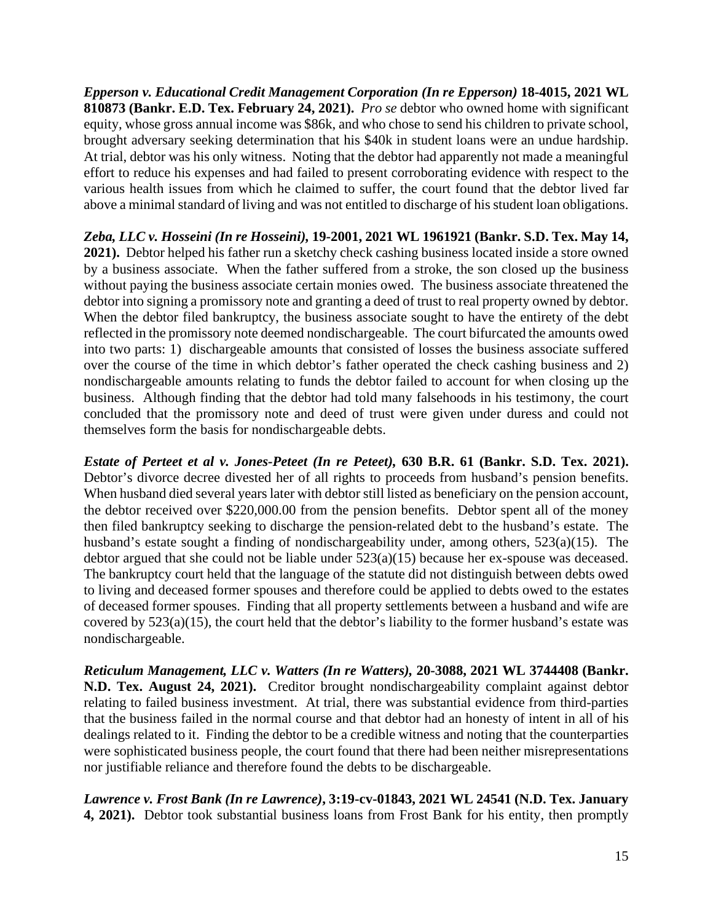***Epperson v. Educational Credit Management Corporation (In re Epperson)* 18-4015, 2021 WL 810873 (Bankr. E.D. Tex. February 24, 2021).** *Pro se* debtor who owned home with significant equity, whose gross annual income was $86k, and who chose to send his children to private school, brought adversary seeking determination that his $40k in student loans were an undue hardship. At trial, debtor was his only witness. Noting that the debtor had apparently not made a meaningful effort to reduce his expenses and had failed to present corroborating evidence with respect to the various health issues from which he claimed to suffer, the court found that the debtor lived far above a minimal standard of living and was not entitled to discharge of his student loan obligations.

***Zeba, LLC v. Hosseini (In re Hosseini)*, 19-2001, 2021 WL 1961921 (Bankr. S.D. Tex. May 14, 2021).** Debtor helped his father run a sketchy check cashing business located inside a store owned by a business associate. When the father suffered from a stroke, the son closed up the business without paying the business associate certain monies owed. The business associate threatened the debtor into signing a promissory note and granting a deed of trust to real property owned by debtor. When the debtor filed bankruptcy, the business associate sought to have the entirety of the debt reflected in the promissory note deemed nondischargeable. The court bifurcated the amounts owed into two parts: 1) dischargeable amounts that consisted of losses the business associate suffered over the course of the time in which debtor's father operated the check cashing business and 2) nondischargeable amounts relating to funds the debtor failed to account for when closing up the business. Although finding that the debtor had told many falsehoods in his testimony, the court concluded that the promissory note and deed of trust were given under duress and could not themselves form the basis for nondischargeable debts.

***Estate of Perteet et al v. Jones-Peteet (In re Peteet)*, 630 B.R. 61 (Bankr. S.D. Tex. 2021).** Debtor's divorce decree divested her of all rights to proceeds from husband's pension benefits. When husband died several years later with debtor still listed as beneficiary on the pension account, the debtor received over $220,000.00 from the pension benefits. Debtor spent all of the money then filed bankruptcy seeking to discharge the pension-related debt to the husband's estate. The husband's estate sought a finding of nondischargeability under, among others, 523(a)(15). The debtor argued that she could not be liable under 523(a)(15) because her ex-spouse was deceased. The bankruptcy court held that the language of the statute did not distinguish between debts owed to living and deceased former spouses and therefore could be applied to debts owed to the estates of deceased former spouses. Finding that all property settlements between a husband and wife are covered by 523(a)(15), the court held that the debtor's liability to the former husband's estate was nondischargeable.

***Reticulum Management, LLC v. Watters (In re Watters)*, 20-3088, 2021 WL 3744408 (Bankr. N.D. Tex. August 24, 2021).** Creditor brought nondischargeability complaint against debtor relating to failed business investment. At trial, there was substantial evidence from third-parties that the business failed in the normal course and that debtor had an honesty of intent in all of his dealings related to it. Finding the debtor to be a credible witness and noting that the counterparties were sophisticated business people, the court found that there had been neither misrepresentations nor justifiable reliance and therefore found the debts to be dischargeable.

***Lawrence v. Frost Bank (In re Lawrence)*, 3:19-cv-01843, 2021 WL 24541 (N.D. Tex. January 4, 2021).** Debtor took substantial business loans from Frost Bank for his entity, then promptly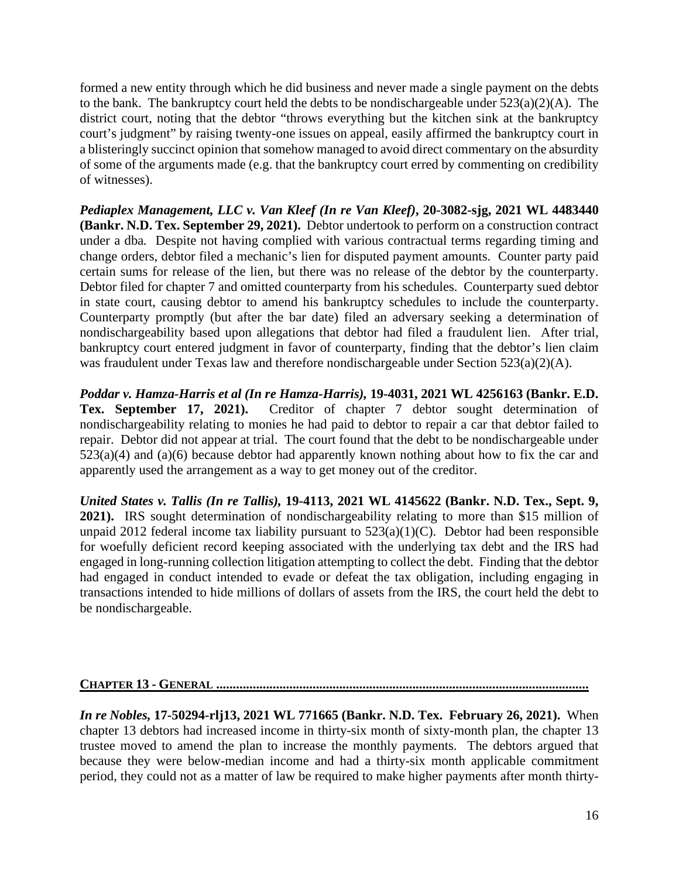formed a new entity through which he did business and never made a single payment on the debts to the bank. The bankruptcy court held the debts to be nondischargeable under 523(a)(2)(A). The district court, noting that the debtor "throws everything but the kitchen sink at the bankruptcy court's judgment" by raising twenty-one issues on appeal, easily affirmed the bankruptcy court in a blisteringly succinct opinion that somehow managed to avoid direct commentary on the absurdity of some of the arguments made (e.g. that the bankruptcy court erred by commenting on credibility of witnesses).

***Pediaplex Management, LLC v. Van Kleef (In re Van Kleef)*, 20-3082-sjg, 2021 WL 4483440 (Bankr. N.D. Tex. September 29, 2021).** Debtor undertook to perform on a construction contract under a dba. Despite not having complied with various contractual terms regarding timing and change orders, debtor filed a mechanic's lien for disputed payment amounts. Counter party paid certain sums for release of the lien, but there was no release of the debtor by the counterparty. Debtor filed for chapter 7 and omitted counterparty from his schedules. Counterparty sued debtor in state court, causing debtor to amend his bankruptcy schedules to include the counterparty. Counterparty promptly (but after the bar date) filed an adversary seeking a determination of nondischargeability based upon allegations that debtor had filed a fraudulent lien. After trial, bankruptcy court entered judgment in favor of counterparty, finding that the debtor's lien claim was fraudulent under Texas law and therefore nondischargeable under Section 523(a)(2)(A).

***Poddar v. Hamza-Harris et al (In re Hamza-Harris)*, 19-4031, 2021 WL 4256163 (Bankr. E.D. Tex. September 17, 2021).** Creditor of chapter 7 debtor sought determination of nondischargeability relating to monies he had paid to debtor to repair a car that debtor failed to repair. Debtor did not appear at trial. The court found that the debt to be nondischargeable under 523(a)(4) and (a)(6) because debtor had apparently known nothing about how to fix the car and apparently used the arrangement as a way to get money out of the creditor.

***United States v. Tallis (In re Tallis)*, 19-4113, 2021 WL 4145622 (Bankr. N.D. Tex., Sept. 9, 2021).** IRS sought determination of nondischargeability relating to more than $15 million of unpaid 2012 federal income tax liability pursuant to 523(a)(1)(C). Debtor had been responsible for woefully deficient record keeping associated with the underlying tax debt and the IRS had engaged in long-running collection litigation attempting to collect the debt. Finding that the debtor had engaged in conduct intended to evade or defeat the tax obligation, including engaging in transactions intended to hide millions of dollars of assets from the IRS, the court held the debt to be nondischargeable.

## CHAPTER 13 - GENERAL

***In re Nobles*, 17-50294-rlj13, 2021 WL 771665 (Bankr. N.D. Tex. February 26, 2021).** When chapter 13 debtors had increased income in thirty-six month of sixty-month plan, the chapter 13 trustee moved to amend the plan to increase the monthly payments. The debtors argued that because they were below-median income and had a thirty-six month applicable commitment period, they could not as a matter of law be required to make higher payments after month thirty-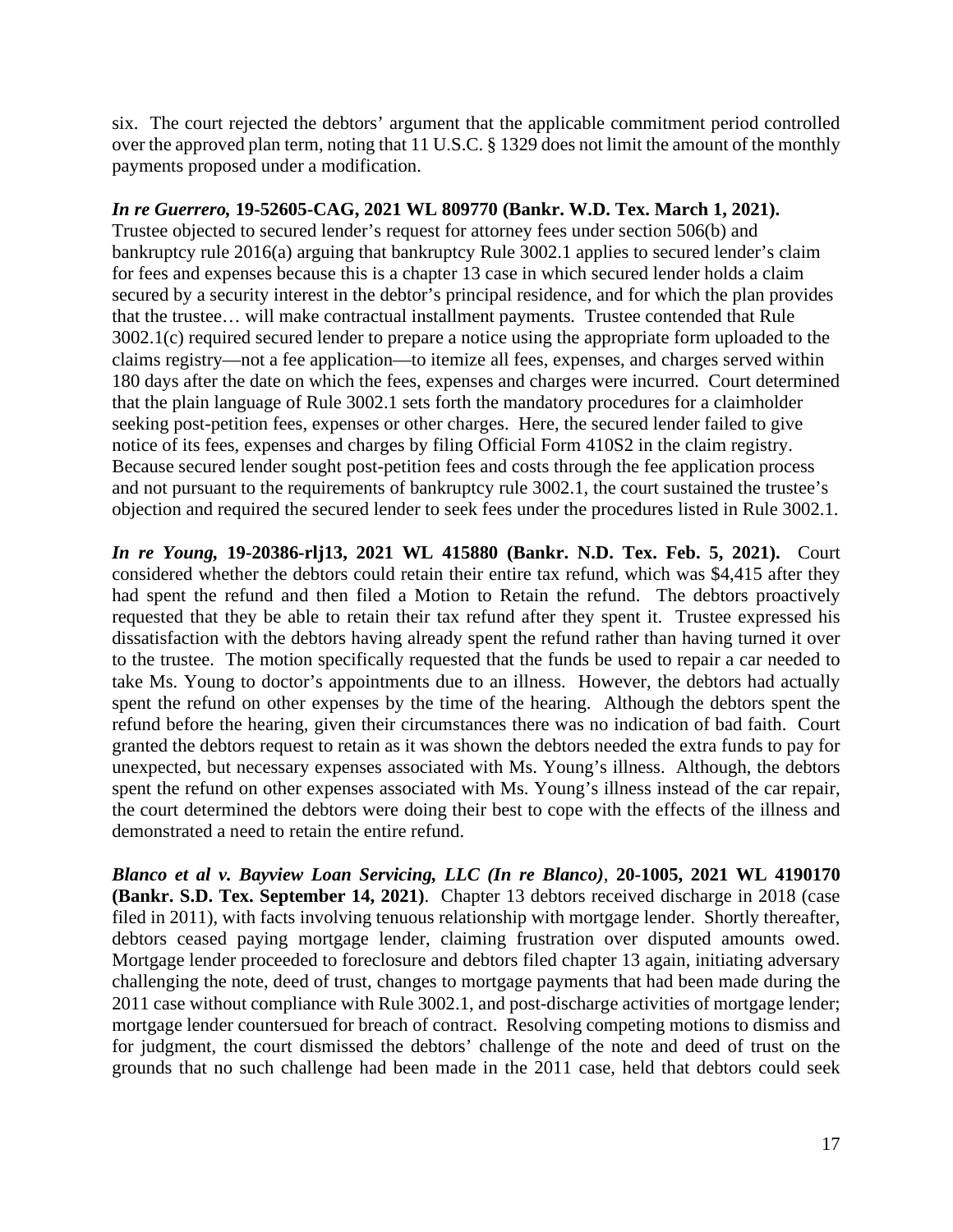six. The court rejected the debtors' argument that the applicable commitment period controlled over the approved plan term, noting that 11 U.S.C. § 1329 does not limit the amount of the monthly payments proposed under a modification.

***In re Guerrero,* 19-52605-CAG, 2021 WL 809770 (Bankr. W.D. Tex. March 1, 2021).** Trustee objected to secured lender's request for attorney fees under section 506(b) and bankruptcy rule 2016(a) arguing that bankruptcy Rule 3002.1 applies to secured lender's claim for fees and expenses because this is a chapter 13 case in which secured lender holds a claim secured by a security interest in the debtor's principal residence, and for which the plan provides that the trustee… will make contractual installment payments. Trustee contended that Rule 3002.1(c) required secured lender to prepare a notice using the appropriate form uploaded to the claims registry—not a fee application—to itemize all fees, expenses, and charges served within 180 days after the date on which the fees, expenses and charges were incurred. Court determined that the plain language of Rule 3002.1 sets forth the mandatory procedures for a claimholder seeking post-petition fees, expenses or other charges. Here, the secured lender failed to give notice of its fees, expenses and charges by filing Official Form 410S2 in the claim registry. Because secured lender sought post-petition fees and costs through the fee application process and not pursuant to the requirements of bankruptcy rule 3002.1, the court sustained the trustee's objection and required the secured lender to seek fees under the procedures listed in Rule 3002.1.

***In re Young,* 19-20386-rlj13, 2021 WL 415880 (Bankr. N.D. Tex. Feb. 5, 2021).** Court considered whether the debtors could retain their entire tax refund, which was $4,415 after they had spent the refund and then filed a Motion to Retain the refund. The debtors proactively requested that they be able to retain their tax refund after they spent it. Trustee expressed his dissatisfaction with the debtors having already spent the refund rather than having turned it over to the trustee. The motion specifically requested that the funds be used to repair a car needed to take Ms. Young to doctor's appointments due to an illness. However, the debtors had actually spent the refund on other expenses by the time of the hearing. Although the debtors spent the refund before the hearing, given their circumstances there was no indication of bad faith. Court granted the debtors request to retain as it was shown the debtors needed the extra funds to pay for unexpected, but necessary expenses associated with Ms. Young's illness. Although, the debtors spent the refund on other expenses associated with Ms. Young's illness instead of the car repair, the court determined the debtors were doing their best to cope with the effects of the illness and demonstrated a need to retain the entire refund.

***Blanco et al v. Bayview Loan Servicing, LLC (In re Blanco)*, 20-1005, 2021 WL 4190170 (Bankr. S.D. Tex. September 14, 2021)**. Chapter 13 debtors received discharge in 2018 (case filed in 2011), with facts involving tenuous relationship with mortgage lender. Shortly thereafter, debtors ceased paying mortgage lender, claiming frustration over disputed amounts owed. Mortgage lender proceeded to foreclosure and debtors filed chapter 13 again, initiating adversary challenging the note, deed of trust, changes to mortgage payments that had been made during the 2011 case without compliance with Rule 3002.1, and post-discharge activities of mortgage lender; mortgage lender countersued for breach of contract. Resolving competing motions to dismiss and for judgment, the court dismissed the debtors' challenge of the note and deed of trust on the grounds that no such challenge had been made in the 2011 case, held that debtors could seek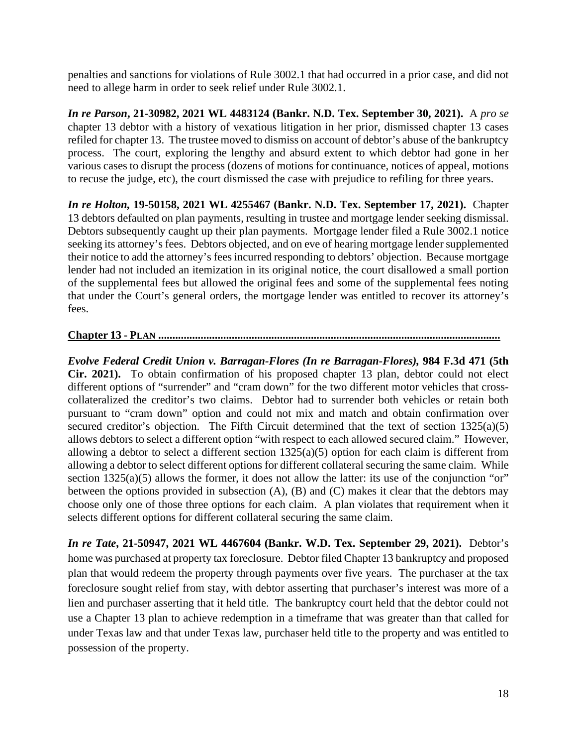penalties and sanctions for violations of Rule 3002.1 that had occurred in a prior case, and did not need to allege harm in order to seek relief under Rule 3002.1.

***In re Parson*, 21-30982, 2021 WL 4483124 (Bankr. N.D. Tex. September 30, 2021).** A *pro se* chapter 13 debtor with a history of vexatious litigation in her prior, dismissed chapter 13 cases refiled for chapter 13. The trustee moved to dismiss on account of debtor's abuse of the bankruptcy process. The court, exploring the lengthy and absurd extent to which debtor had gone in her various cases to disrupt the process (dozens of motions for continuance, notices of appeal, motions to recuse the judge, etc), the court dismissed the case with prejudice to refiling for three years.

***In re Holton,* 19-50158, 2021 WL 4255467 (Bankr. N.D. Tex. September 17, 2021).** Chapter 13 debtors defaulted on plan payments, resulting in trustee and mortgage lender seeking dismissal. Debtors subsequently caught up their plan payments. Mortgage lender filed a Rule 3002.1 notice seeking its attorney's fees. Debtors objected, and on eve of hearing mortgage lender supplemented their notice to add the attorney's fees incurred responding to debtors' objection. Because mortgage lender had not included an itemization in its original notice, the court disallowed a small portion of the supplemental fees but allowed the original fees and some of the supplemental fees noting that under the Court's general orders, the mortgage lender was entitled to recover its attorney's fees.

**Chapter 13 - PLAN .......................................................................................................................**

***Evolve Federal Credit Union v. Barragan-Flores (In re Barragan-Flores)*, 984 F.3d 471 (5th Cir. 2021).** To obtain confirmation of his proposed chapter 13 plan, debtor could not elect different options of "surrender" and "cram down" for the two different motor vehicles that cross-collateralized the creditor's two claims. Debtor had to surrender both vehicles or retain both pursuant to "cram down" option and could not mix and match and obtain confirmation over secured creditor's objection. The Fifth Circuit determined that the text of section 1325(a)(5) allows debtors to select a different option "with respect to each allowed secured claim." However, allowing a debtor to select a different section 1325(a)(5) option for each claim is different from allowing a debtor to select different options for different collateral securing the same claim. While section 1325(a)(5) allows the former, it does not allow the latter: its use of the conjunction "or" between the options provided in subsection (A), (B) and (C) makes it clear that the debtors may choose only one of those three options for each claim. A plan violates that requirement when it selects different options for different collateral securing the same claim.

***In re Tate*, 21-50947, 2021 WL 4467604 (Bankr. W.D. Tex. September 29, 2021).** Debtor's home was purchased at property tax foreclosure. Debtor filed Chapter 13 bankruptcy and proposed plan that would redeem the property through payments over five years. The purchaser at the tax foreclosure sought relief from stay, with debtor asserting that purchaser's interest was more of a lien and purchaser asserting that it held title. The bankruptcy court held that the debtor could not use a Chapter 13 plan to achieve redemption in a timeframe that was greater than that called for under Texas law and that under Texas law, purchaser held title to the property and was entitled to possession of the property.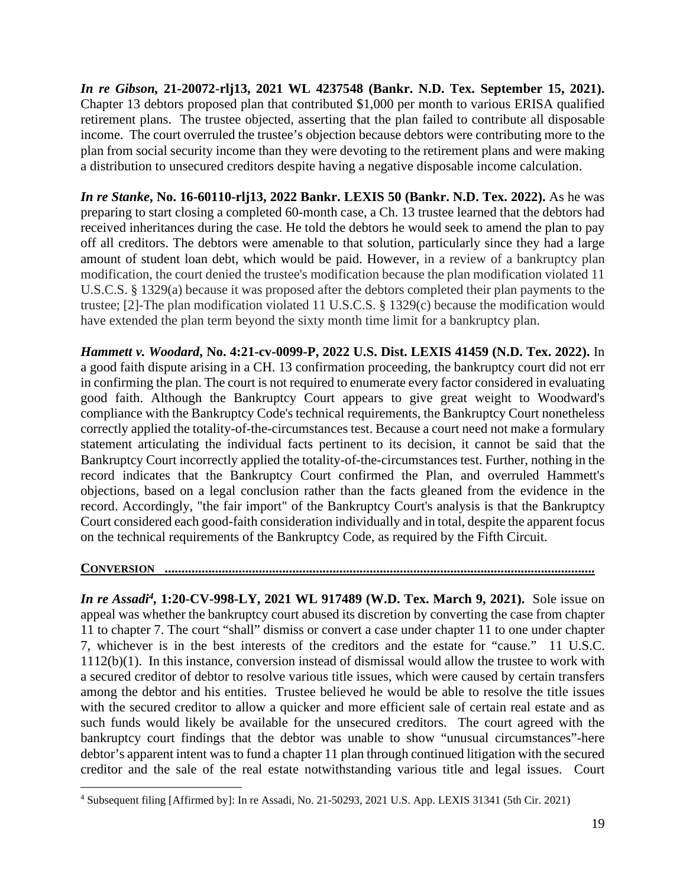***In re Gibson*, 21-20072-rlj13, 2021 WL 4237548 (Bankr. N.D. Tex. September 15, 2021).** Chapter 13 debtors proposed plan that contributed $1,000 per month to various ERISA qualified retirement plans. The trustee objected, asserting that the plan failed to contribute all disposable income. The court overruled the trustee's objection because debtors were contributing more to the plan from social security income than they were devoting to the retirement plans and were making a distribution to unsecured creditors despite having a negative disposable income calculation.

***In re Stanke*, No. 16-60110-rlj13, 2022 Bankr. LEXIS 50 (Bankr. N.D. Tex. 2022).** As he was preparing to start closing a completed 60-month case, a Ch. 13 trustee learned that the debtors had received inheritances during the case. He told the debtors he would seek to amend the plan to pay off all creditors. The debtors were amenable to that solution, particularly since they had a large amount of student loan debt, which would be paid. However, in a review of a bankruptcy plan modification, the court denied the trustee's modification because the plan modification violated 11 U.S.C.S. § 1329(a) because it was proposed after the debtors completed their plan payments to the trustee; [2]-The plan modification violated 11 U.S.C.S. § 1329(c) because the modification would have extended the plan term beyond the sixty month time limit for a bankruptcy plan.

***Hammett v. Woodard*, No. 4:21-cv-0099-P, 2022 U.S. Dist. LEXIS 41459 (N.D. Tex. 2022).** In a good faith dispute arising in a CH. 13 confirmation proceeding, the bankruptcy court did not err in confirming the plan. The court is not required to enumerate every factor considered in evaluating good faith. Although the Bankruptcy Court appears to give great weight to Woodward's compliance with the Bankruptcy Code's technical requirements, the Bankruptcy Court nonetheless correctly applied the totality-of-the-circumstances test. Because a court need not make a formulary statement articulating the individual facts pertinent to its decision, it cannot be said that the Bankruptcy Court incorrectly applied the totality-of-the-circumstances test. Further, nothing in the record indicates that the Bankruptcy Court confirmed the Plan, and overruled Hammett's objections, based on a legal conclusion rather than the facts gleaned from the evidence in the record. Accordingly, "the fair import" of the Bankruptcy Court's analysis is that the Bankruptcy Court considered each good-faith consideration individually and in total, despite the apparent focus on the technical requirements of the Bankruptcy Code, as required by the Fifth Circuit.

## CONVERSION

***In re Assadi*[4], 1:20-CV-998-LY, 2021 WL 917489 (W.D. Tex. March 9, 2021).** Sole issue on appeal was whether the bankruptcy court abused its discretion by converting the case from chapter 11 to chapter 7. The court "shall" dismiss or convert a case under chapter 11 to one under chapter 7, whichever is in the best interests of the creditors and the estate for "cause." 11 U.S.C. 1112(b)(1). In this instance, conversion instead of dismissal would allow the trustee to work with a secured creditor of debtor to resolve various title issues, which were caused by certain transfers among the debtor and his entities. Trustee believed he would be able to resolve the title issues with the secured creditor to allow a quicker and more efficient sale of certain real estate and as such funds would likely be available for the unsecured creditors. The court agreed with the bankruptcy court findings that the debtor was unable to show "unusual circumstances"-here debtor's apparent intent was to fund a chapter 11 plan through continued litigation with the secured creditor and the sale of the real estate notwithstanding various title and legal issues. Court

[4] Subsequent filing [Affirmed by]: In re Assadi, No. 21-50293, 2021 U.S. App. LEXIS 31341 (5th Cir. 2021)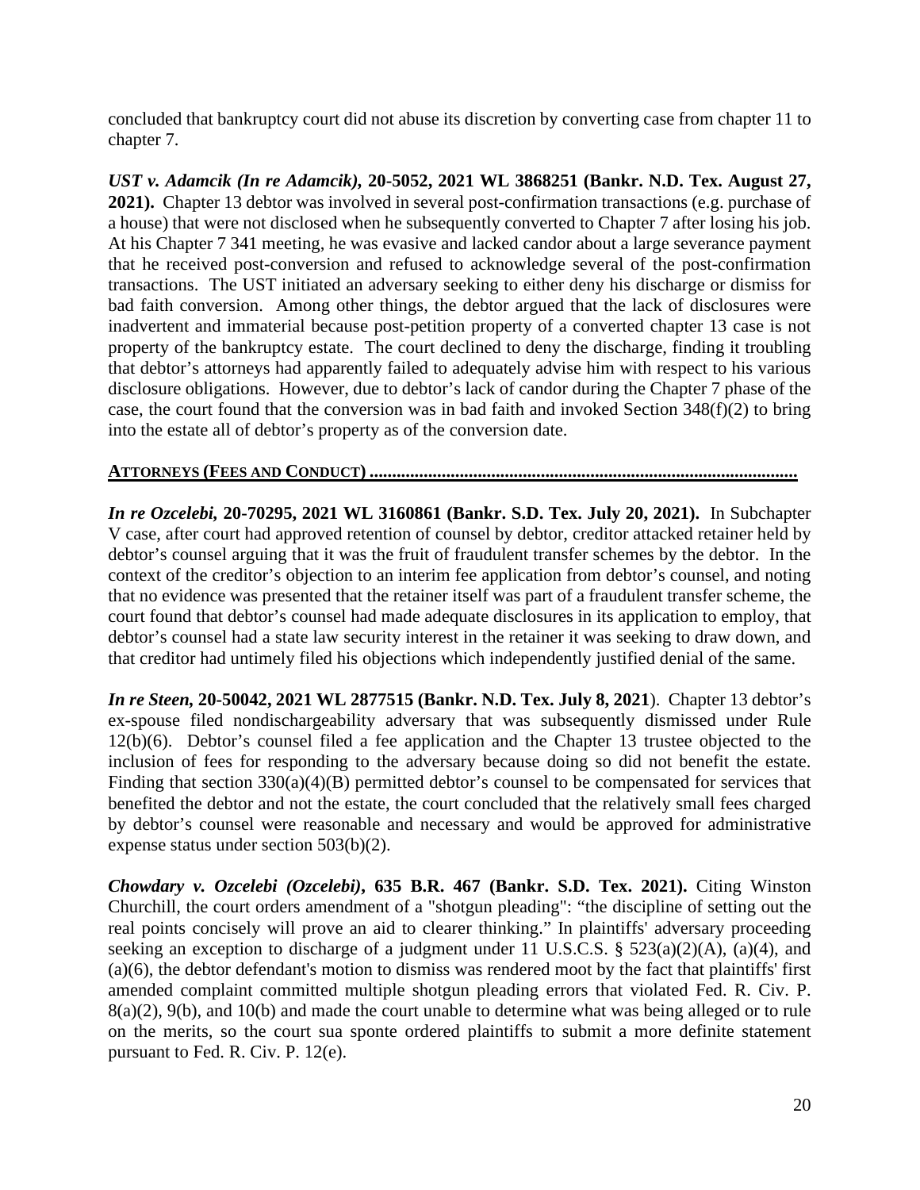concluded that bankruptcy court did not abuse its discretion by converting case from chapter 11 to chapter 7.

***UST v. Adamcik (In re Adamcik),* 20-5052, 2021 WL 3868251 (Bankr. N.D. Tex. August 27, 2021).** Chapter 13 debtor was involved in several post-confirmation transactions (e.g. purchase of a house) that were not disclosed when he subsequently converted to Chapter 7 after losing his job. At his Chapter 7 341 meeting, he was evasive and lacked candor about a large severance payment that he received post-conversion and refused to acknowledge several of the post-confirmation transactions. The UST initiated an adversary seeking to either deny his discharge or dismiss for bad faith conversion. Among other things, the debtor argued that the lack of disclosures were inadvertent and immaterial because post-petition property of a converted chapter 13 case is not property of the bankruptcy estate. The court declined to deny the discharge, finding it troubling that debtor's attorneys had apparently failed to adequately advise him with respect to his various disclosure obligations. However, due to debtor's lack of candor during the Chapter 7 phase of the case, the court found that the conversion was in bad faith and invoked Section 348(f)(2) to bring into the estate all of debtor's property as of the conversion date.

**ATTORNEYS (FEES AND CONDUCT) .............................................................................................**

***In re Ozcelebi,* 20-70295, 2021 WL 3160861 (Bankr. S.D. Tex. July 20, 2021).** In Subchapter V case, after court had approved retention of counsel by debtor, creditor attacked retainer held by debtor's counsel arguing that it was the fruit of fraudulent transfer schemes by the debtor. In the context of the creditor's objection to an interim fee application from debtor's counsel, and noting that no evidence was presented that the retainer itself was part of a fraudulent transfer scheme, the court found that debtor's counsel had made adequate disclosures in its application to employ, that debtor's counsel had a state law security interest in the retainer it was seeking to draw down, and that creditor had untimely filed his objections which independently justified denial of the same.

***In re Steen,* 20-50042, 2021 WL 2877515 (Bankr. N.D. Tex. July 8, 2021**). Chapter 13 debtor's ex-spouse filed nondischargeability adversary that was subsequently dismissed under Rule 12(b)(6). Debtor's counsel filed a fee application and the Chapter 13 trustee objected to the inclusion of fees for responding to the adversary because doing so did not benefit the estate. Finding that section 330(a)(4)(B) permitted debtor's counsel to be compensated for services that benefited the debtor and not the estate, the court concluded that the relatively small fees charged by debtor's counsel were reasonable and necessary and would be approved for administrative expense status under section 503(b)(2).

***Chowdary v. Ozcelebi (Ozcelebi)*, 635 B.R. 467 (Bankr. S.D. Tex. 2021).** Citing Winston Churchill, the court orders amendment of a "shotgun pleading": "the discipline of setting out the real points concisely will prove an aid to clearer thinking." In plaintiffs' adversary proceeding seeking an exception to discharge of a judgment under 11 U.S.C.S. § 523(a)(2)(A), (a)(4), and (a)(6), the debtor defendant's motion to dismiss was rendered moot by the fact that plaintiffs' first amended complaint committed multiple shotgun pleading errors that violated Fed. R. Civ. P. 8(a)(2), 9(b), and 10(b) and made the court unable to determine what was being alleged or to rule on the merits, so the court sua sponte ordered plaintiffs to submit a more definite statement pursuant to Fed. R. Civ. P. 12(e).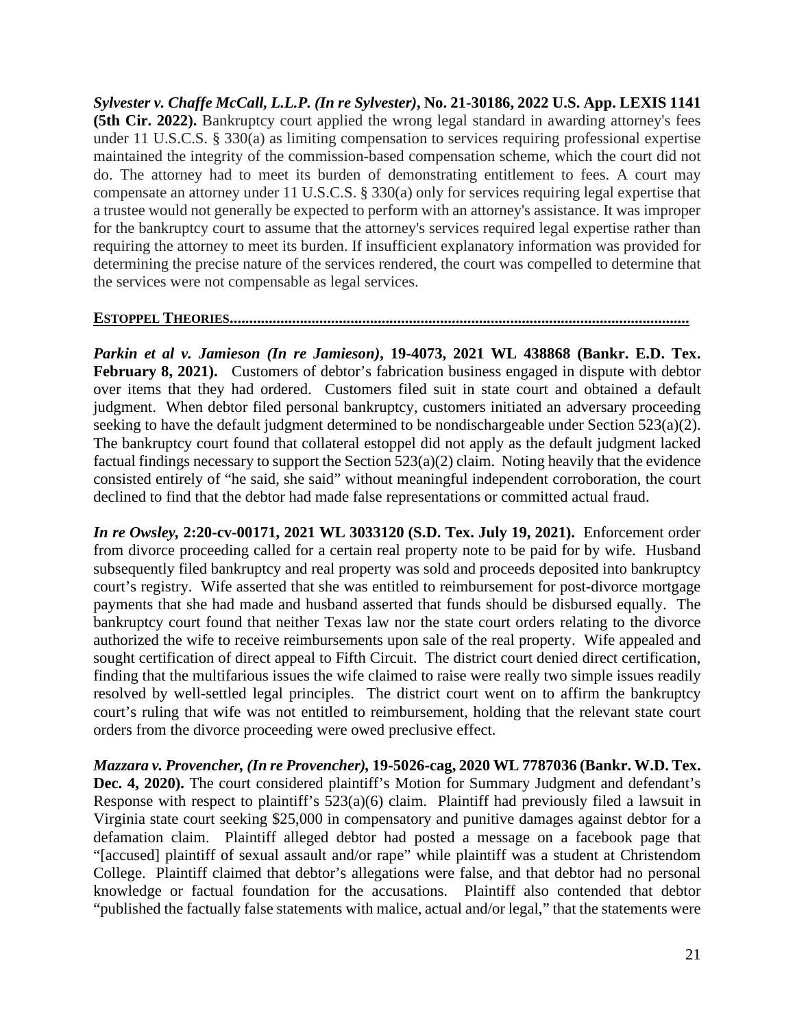***Sylvester v. Chaffe McCall, L.L.P. (In re Sylvester)*, No. 21-30186, 2022 U.S. App. LEXIS 1141 (5th Cir. 2022).** Bankruptcy court applied the wrong legal standard in awarding attorney's fees under 11 U.S.C.S. § 330(a) as limiting compensation to services requiring professional expertise maintained the integrity of the commission-based compensation scheme, which the court did not do. The attorney had to meet its burden of demonstrating entitlement to fees. A court may compensate an attorney under 11 U.S.C.S. § 330(a) only for services requiring legal expertise that a trustee would not generally be expected to perform with an attorney's assistance. It was improper for the bankruptcy court to assume that the attorney's services required legal expertise rather than requiring the attorney to meet its burden. If insufficient explanatory information was provided for determining the precise nature of the services rendered, the court was compelled to determine that the services were not compensable as legal services.

**ESTOPPEL THEORIES.........................................................................................................................**

***Parkin et al v. Jamieson (In re Jamieson)*, 19-4073, 2021 WL 438868 (Bankr. E.D. Tex. February 8, 2021).** Customers of debtor's fabrication business engaged in dispute with debtor over items that they had ordered. Customers filed suit in state court and obtained a default judgment. When debtor filed personal bankruptcy, customers initiated an adversary proceeding seeking to have the default judgment determined to be nondischargeable under Section 523(a)(2). The bankruptcy court found that collateral estoppel did not apply as the default judgment lacked factual findings necessary to support the Section 523(a)(2) claim. Noting heavily that the evidence consisted entirely of "he said, she said" without meaningful independent corroboration, the court declined to find that the debtor had made false representations or committed actual fraud.

***In re Owsley,* 2:20-cv-00171, 2021 WL 3033120 (S.D. Tex. July 19, 2021).** Enforcement order from divorce proceeding called for a certain real property note to be paid for by wife. Husband subsequently filed bankruptcy and real property was sold and proceeds deposited into bankruptcy court's registry. Wife asserted that she was entitled to reimbursement for post-divorce mortgage payments that she had made and husband asserted that funds should be disbursed equally. The bankruptcy court found that neither Texas law nor the state court orders relating to the divorce authorized the wife to receive reimbursements upon sale of the real property. Wife appealed and sought certification of direct appeal to Fifth Circuit. The district court denied direct certification, finding that the multifarious issues the wife claimed to raise were really two simple issues readily resolved by well-settled legal principles. The district court went on to affirm the bankruptcy court's ruling that wife was not entitled to reimbursement, holding that the relevant state court orders from the divorce proceeding were owed preclusive effect.

***Mazzara v. Provencher, (In re Provencher)*, 19-5026-cag, 2020 WL 7787036 (Bankr. W.D. Tex. Dec. 4, 2020).** The court considered plaintiff's Motion for Summary Judgment and defendant's Response with respect to plaintiff's 523(a)(6) claim. Plaintiff had previously filed a lawsuit in Virginia state court seeking $25,000 in compensatory and punitive damages against debtor for a defamation claim. Plaintiff alleged debtor had posted a message on a facebook page that "[accused] plaintiff of sexual assault and/or rape" while plaintiff was a student at Christendom College. Plaintiff claimed that debtor's allegations were false, and that debtor had no personal knowledge or factual foundation for the accusations. Plaintiff also contended that debtor "published the factually false statements with malice, actual and/or legal," that the statements were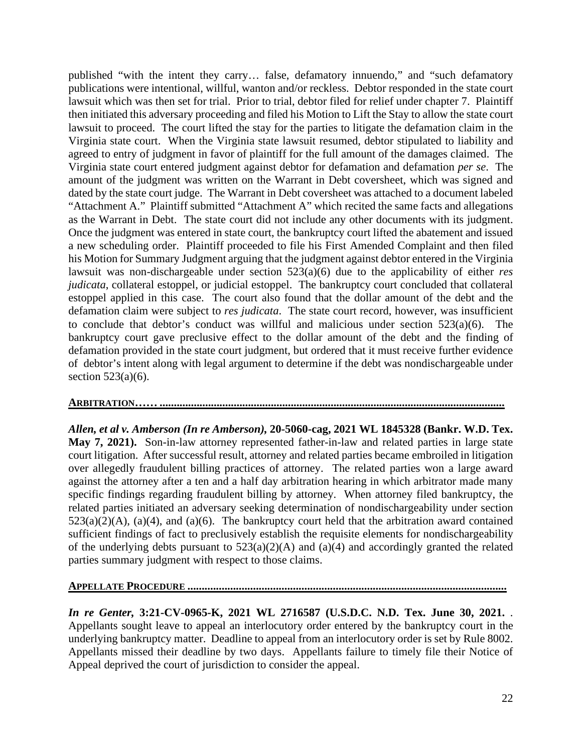published "with the intent they carry… false, defamatory innuendo," and "such defamatory publications were intentional, willful, wanton and/or reckless. Debtor responded in the state court lawsuit which was then set for trial. Prior to trial, debtor filed for relief under chapter 7. Plaintiff then initiated this adversary proceeding and filed his Motion to Lift the Stay to allow the state court lawsuit to proceed. The court lifted the stay for the parties to litigate the defamation claim in the Virginia state court. When the Virginia state lawsuit resumed, debtor stipulated to liability and agreed to entry of judgment in favor of plaintiff for the full amount of the damages claimed. The Virginia state court entered judgment against debtor for defamation and defamation *per se*. The amount of the judgment was written on the Warrant in Debt coversheet, which was signed and dated by the state court judge. The Warrant in Debt coversheet was attached to a document labeled "Attachment A." Plaintiff submitted "Attachment A" which recited the same facts and allegations as the Warrant in Debt. The state court did not include any other documents with its judgment. Once the judgment was entered in state court, the bankruptcy court lifted the abatement and issued a new scheduling order. Plaintiff proceeded to file his First Amended Complaint and then filed his Motion for Summary Judgment arguing that the judgment against debtor entered in the Virginia lawsuit was non-dischargeable under section 523(a)(6) due to the applicability of either *res judicata*, collateral estoppel, or judicial estoppel. The bankruptcy court concluded that collateral estoppel applied in this case. The court also found that the dollar amount of the debt and the defamation claim were subject to *res judicata*. The state court record, however, was insufficient to conclude that debtor's conduct was willful and malicious under section 523(a)(6). The bankruptcy court gave preclusive effect to the dollar amount of the debt and the finding of defamation provided in the state court judgment, but ordered that it must receive further evidence of debtor's intent along with legal argument to determine if the debt was nondischargeable under section 523(a)(6).

## ARBITRATION…… ........................................................................................................................

***Allen, et al v. Amberson (In re Amberson)*, 20-5060-cag, 2021 WL 1845328 (Bankr. W.D. Tex. May 7, 2021).** Son-in-law attorney represented father-in-law and related parties in large state court litigation. After successful result, attorney and related parties became embroiled in litigation over allegedly fraudulent billing practices of attorney. The related parties won a large award against the attorney after a ten and a half day arbitration hearing in which arbitrator made many specific findings regarding fraudulent billing by attorney. When attorney filed bankruptcy, the related parties initiated an adversary seeking determination of nondischargeability under section 523(a)(2)(A), (a)(4), and (a)(6). The bankruptcy court held that the arbitration award contained sufficient findings of fact to preclusively establish the requisite elements for nondischargeability of the underlying debts pursuant to 523(a)(2)(A) and (a)(4) and accordingly granted the related parties summary judgment with respect to those claims.

## APPELLATE PROCEDURE ..............................................................................................................

***In re Genter*, 3:21-CV-0965-K, 2021 WL 2716587 (U.S.D.C. N.D. Tex. June 30, 2021.** . Appellants sought leave to appeal an interlocutory order entered by the bankruptcy court in the underlying bankruptcy matter. Deadline to appeal from an interlocutory order is set by Rule 8002. Appellants missed their deadline by two days. Appellants failure to timely file their Notice of Appeal deprived the court of jurisdiction to consider the appeal.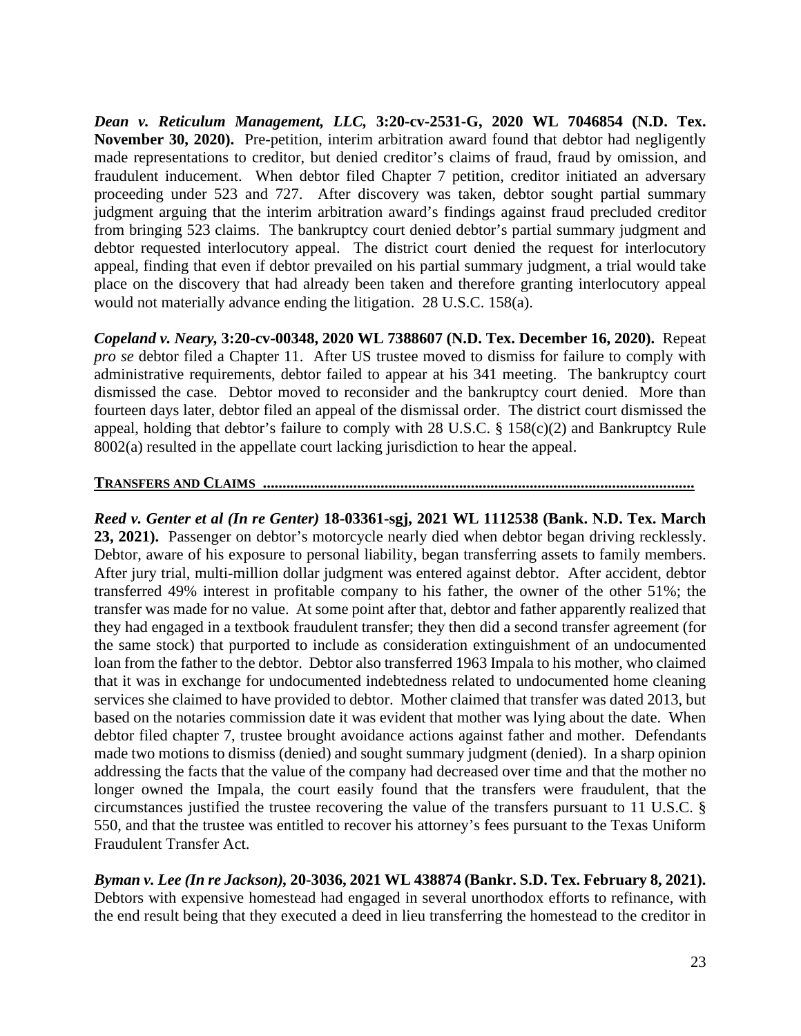***Dean v. Reticulum Management, LLC,* 3:20-cv-2531-G, 2020 WL 7046854 (N.D. Tex. November 30, 2020).** Pre-petition, interim arbitration award found that debtor had negligently made representations to creditor, but denied creditor's claims of fraud, fraud by omission, and fraudulent inducement. When debtor filed Chapter 7 petition, creditor initiated an adversary proceeding under 523 and 727. After discovery was taken, debtor sought partial summary judgment arguing that the interim arbitration award's findings against fraud precluded creditor from bringing 523 claims. The bankruptcy court denied debtor's partial summary judgment and debtor requested interlocutory appeal. The district court denied the request for interlocutory appeal, finding that even if debtor prevailed on his partial summary judgment, a trial would take place on the discovery that had already been taken and therefore granting interlocutory appeal would not materially advance ending the litigation. 28 U.S.C. 158(a).

***Copeland v. Neary,* 3:20-cv-00348, 2020 WL 7388607 (N.D. Tex. December 16, 2020).** Repeat *pro se* debtor filed a Chapter 11. After US trustee moved to dismiss for failure to comply with administrative requirements, debtor failed to appear at his 341 meeting. The bankruptcy court dismissed the case. Debtor moved to reconsider and the bankruptcy court denied. More than fourteen days later, debtor filed an appeal of the dismissal order. The district court dismissed the appeal, holding that debtor's failure to comply with 28 U.S.C. § 158(c)(2) and Bankruptcy Rule 8002(a) resulted in the appellate court lacking jurisdiction to hear the appeal.

**TRANSFERS AND CLAIMS ..........................................................................................................**

***Reed v. Genter et al (In re Genter)* 18-03361-sgj, 2021 WL 1112538 (Bank. N.D. Tex. March 23, 2021).** Passenger on debtor's motorcycle nearly died when debtor began driving recklessly. Debtor, aware of his exposure to personal liability, began transferring assets to family members. After jury trial, multi-million dollar judgment was entered against debtor. After accident, debtor transferred 49% interest in profitable company to his father, the owner of the other 51%; the transfer was made for no value. At some point after that, debtor and father apparently realized that they had engaged in a textbook fraudulent transfer; they then did a second transfer agreement (for the same stock) that purported to include as consideration extinguishment of an undocumented loan from the father to the debtor. Debtor also transferred 1963 Impala to his mother, who claimed that it was in exchange for undocumented indebtedness related to undocumented home cleaning services she claimed to have provided to debtor. Mother claimed that transfer was dated 2013, but based on the notaries commission date it was evident that mother was lying about the date. When debtor filed chapter 7, trustee brought avoidance actions against father and mother. Defendants made two motions to dismiss (denied) and sought summary judgment (denied). In a sharp opinion addressing the facts that the value of the company had decreased over time and that the mother no longer owned the Impala, the court easily found that the transfers were fraudulent, that the circumstances justified the trustee recovering the value of the transfers pursuant to 11 U.S.C. § 550, and that the trustee was entitled to recover his attorney's fees pursuant to the Texas Uniform Fraudulent Transfer Act.

***Byman v. Lee (In re Jackson),* 20-3036, 2021 WL 438874 (Bankr. S.D. Tex. February 8, 2021).** Debtors with expensive homestead had engaged in several unorthodox efforts to refinance, with the end result being that they executed a deed in lieu transferring the homestead to the creditor in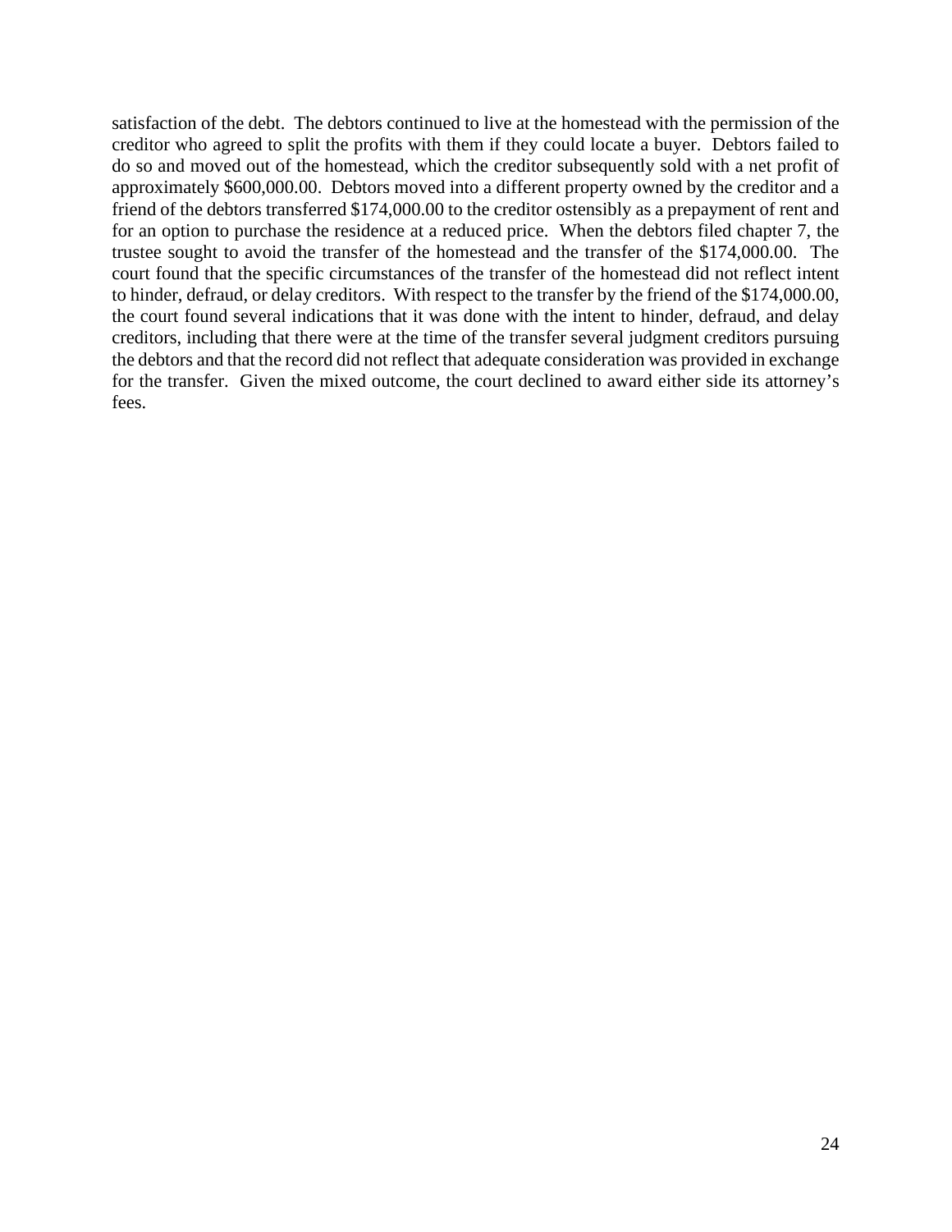satisfaction of the debt. The debtors continued to live at the homestead with the permission of the creditor who agreed to split the profits with them if they could locate a buyer. Debtors failed to do so and moved out of the homestead, which the creditor subsequently sold with a net profit of approximately $600,000.00. Debtors moved into a different property owned by the creditor and a friend of the debtors transferred $174,000.00 to the creditor ostensibly as a prepayment of rent and for an option to purchase the residence at a reduced price. When the debtors filed chapter 7, the trustee sought to avoid the transfer of the homestead and the transfer of the $174,000.00. The court found that the specific circumstances of the transfer of the homestead did not reflect intent to hinder, defraud, or delay creditors. With respect to the transfer by the friend of the $174,000.00, the court found several indications that it was done with the intent to hinder, defraud, and delay creditors, including that there were at the time of the transfer several judgment creditors pursuing the debtors and that the record did not reflect that adequate consideration was provided in exchange for the transfer. Given the mixed outcome, the court declined to award either side its attorney's fees.